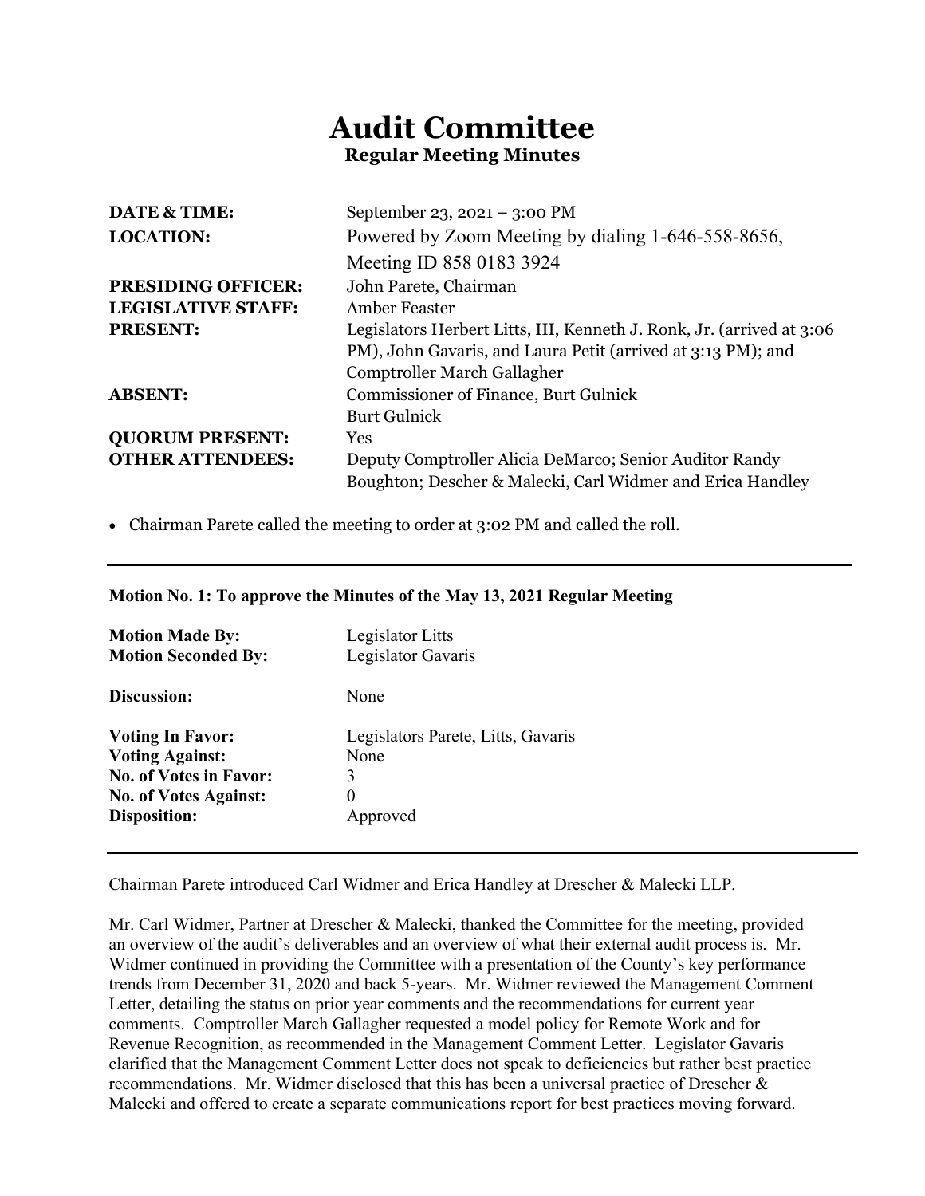# Audit Committee

## Regular Meeting Minutes

| | |
|---|---|
| **DATE & TIME:** | September 23, 2021 – 3:00 PM |
| **LOCATION:** | Powered by Zoom Meeting by dialing 1-646-558-8656, Meeting ID 858 0183 3924 |
| **PRESIDING OFFICER:** | John Parete, Chairman |
| **LEGISLATIVE STAFF:** | Amber Feaster |
| **PRESENT:** | Legislators Herbert Litts, III, Kenneth J. Ronk, Jr. (arrived at 3:06 PM), John Gavaris, and Laura Petit (arrived at 3:13 PM); and Comptroller March Gallagher |
| **ABSENT:** | Commissioner of Finance, Burt Gulnick<br>Burt Gulnick |
| **QUORUM PRESENT:** | Yes |
| **OTHER ATTENDEES:** | Deputy Comptroller Alicia DeMarco; Senior Auditor Randy Boughton; Descher & Malecki, Carl Widmer and Erica Handley |

- Chairman Parete called the meeting to order at 3:02 PM and called the roll.

---

**Motion No. 1: To approve the Minutes of the May 13, 2021 Regular Meeting**

| | |
|---|---|
| **Motion Made By:** | Legislator Litts |
| **Motion Seconded By:** | Legislator Gavaris |
| **Discussion:** | None |
| **Voting In Favor:** | Legislators Parete, Litts, Gavaris |
| **Voting Against:** | None |
| **No. of Votes in Favor:** | 3 |
| **No. of Votes Against:** | 0 |
| **Disposition:** | Approved |

---

Chairman Parete introduced Carl Widmer and Erica Handley at Drescher & Malecki LLP.

Mr. Carl Widmer, Partner at Drescher & Malecki, thanked the Committee for the meeting, provided an overview of the audit's deliverables and an overview of what their external audit process is. Mr. Widmer continued in providing the Committee with a presentation of the County's key performance trends from December 31, 2020 and back 5-years. Mr. Widmer reviewed the Management Comment Letter, detailing the status on prior year comments and the recommendations for current year comments. Comptroller March Gallagher requested a model policy for Remote Work and for Revenue Recognition, as recommended in the Management Comment Letter. Legislator Gavaris clarified that the Management Comment Letter does not speak to deficiencies but rather best practice recommendations. Mr. Widmer disclosed that this has been a universal practice of Drescher & Malecki and offered to create a separate communications report for best practices moving forward.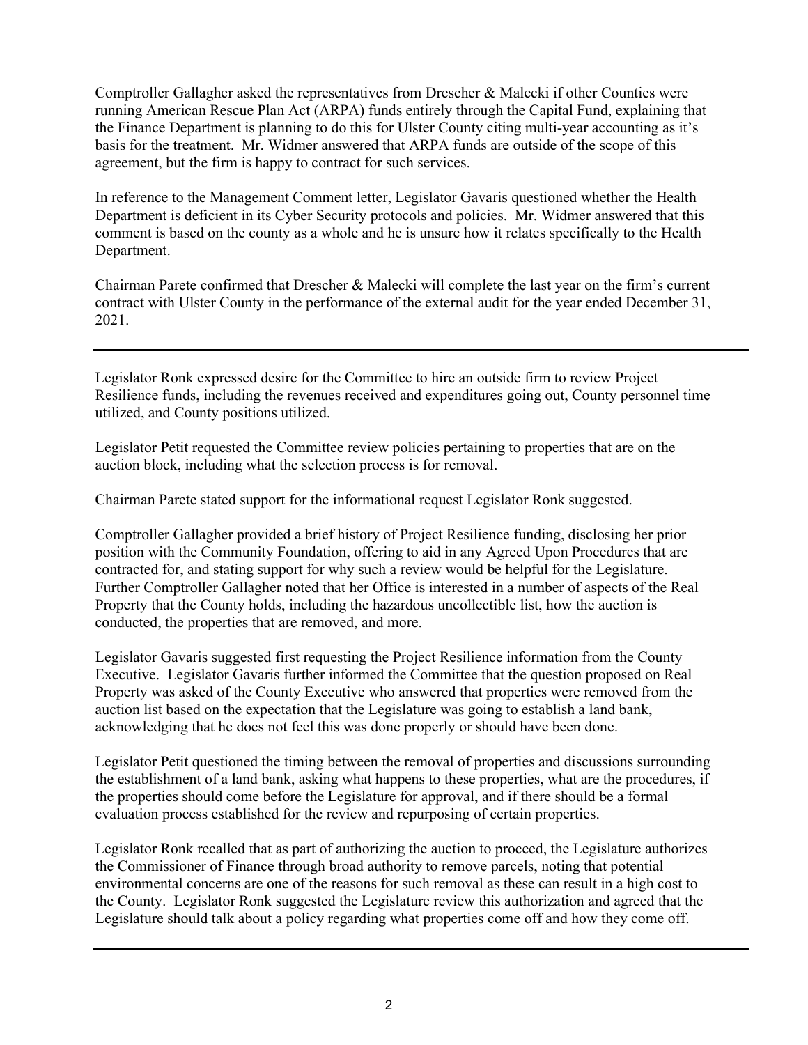Comptroller Gallagher asked the representatives from Drescher & Malecki if other Counties were running American Rescue Plan Act (ARPA) funds entirely through the Capital Fund, explaining that the Finance Department is planning to do this for Ulster County citing multi-year accounting as it's basis for the treatment. Mr. Widmer answered that ARPA funds are outside of the scope of this agreement, but the firm is happy to contract for such services.

In reference to the Management Comment letter, Legislator Gavaris questioned whether the Health Department is deficient in its Cyber Security protocols and policies. Mr. Widmer answered that this comment is based on the county as a whole and he is unsure how it relates specifically to the Health Department.

Chairman Parete confirmed that Drescher & Malecki will complete the last year on the firm's current contract with Ulster County in the performance of the external audit for the year ended December 31, 2021.

---

Legislator Ronk expressed desire for the Committee to hire an outside firm to review Project Resilience funds, including the revenues received and expenditures going out, County personnel time utilized, and County positions utilized.

Legislator Petit requested the Committee review policies pertaining to properties that are on the auction block, including what the selection process is for removal.

Chairman Parete stated support for the informational request Legislator Ronk suggested.

Comptroller Gallagher provided a brief history of Project Resilience funding, disclosing her prior position with the Community Foundation, offering to aid in any Agreed Upon Procedures that are contracted for, and stating support for why such a review would be helpful for the Legislature. Further Comptroller Gallagher noted that her Office is interested in a number of aspects of the Real Property that the County holds, including the hazardous uncollectible list, how the auction is conducted, the properties that are removed, and more.

Legislator Gavaris suggested first requesting the Project Resilience information from the County Executive. Legislator Gavaris further informed the Committee that the question proposed on Real Property was asked of the County Executive who answered that properties were removed from the auction list based on the expectation that the Legislature was going to establish a land bank, acknowledging that he does not feel this was done properly or should have been done.

Legislator Petit questioned the timing between the removal of properties and discussions surrounding the establishment of a land bank, asking what happens to these properties, what are the procedures, if the properties should come before the Legislature for approval, and if there should be a formal evaluation process established for the review and repurposing of certain properties.

Legislator Ronk recalled that as part of authorizing the auction to proceed, the Legislature authorizes the Commissioner of Finance through broad authority to remove parcels, noting that potential environmental concerns are one of the reasons for such removal as these can result in a high cost to the County. Legislator Ronk suggested the Legislature review this authorization and agreed that the Legislature should talk about a policy regarding what properties come off and how they come off.

---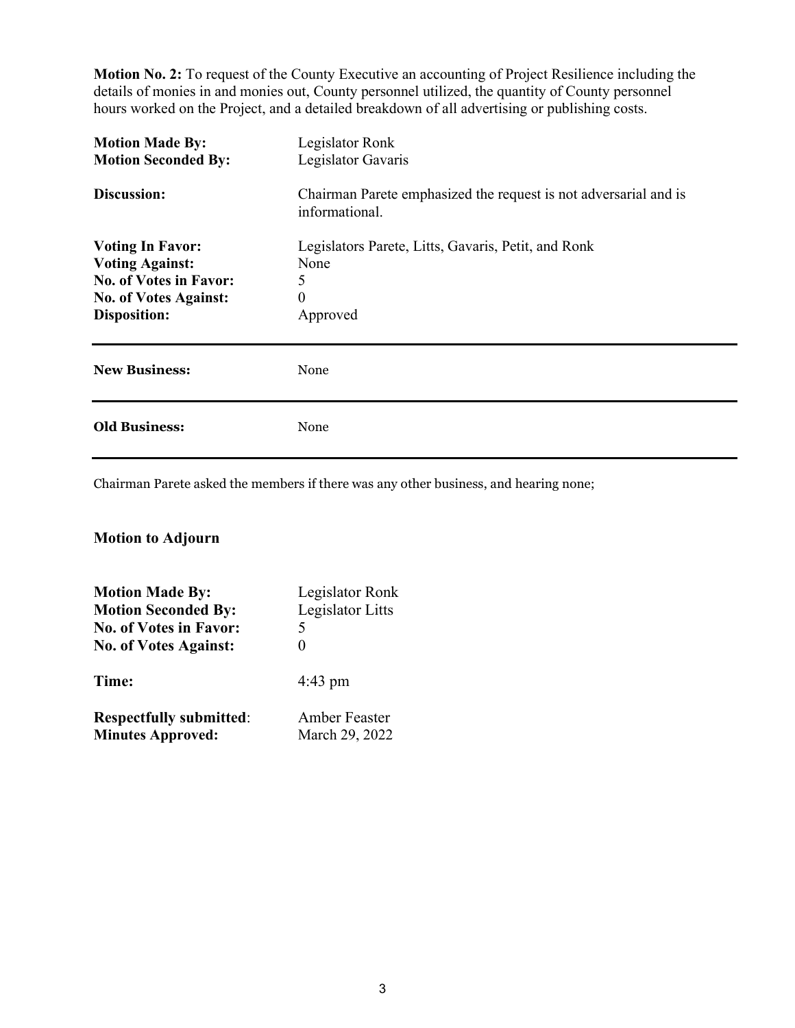**Motion No. 2:** To request of the County Executive an accounting of Project Resilience including the details of monies in and monies out, County personnel utilized, the quantity of County personnel hours worked on the Project, and a detailed breakdown of all advertising or publishing costs.

| | |
|---|---|
| **Motion Made By:** | Legislator Ronk |
| **Motion Seconded By:** | Legislator Gavaris |
| **Discussion:** | Chairman Parete emphasized the request is not adversarial and is informational. |
| **Voting In Favor:** | Legislators Parete, Litts, Gavaris, Petit, and Ronk |
| **Voting Against:** | None |
| **No. of Votes in Favor:** | 5 |
| **No. of Votes Against:** | 0 |
| **Disposition:** | Approved |

---

| | |
|---|---|
| **New Business:** | None |

---

| | |
|---|---|
| **Old Business:** | None |

---

Chairman Parete asked the members if there was any other business, and hearing none;

**Motion to Adjourn**

| | |
|---|---|
| **Motion Made By:** | Legislator Ronk |
| **Motion Seconded By:** | Legislator Litts |
| **No. of Votes in Favor:** | 5 |
| **No. of Votes Against:** | 0 |
| **Time:** | 4:43 pm |
| **Respectfully submitted:** | Amber Feaster |
| **Minutes Approved:** | March 29, 2022 |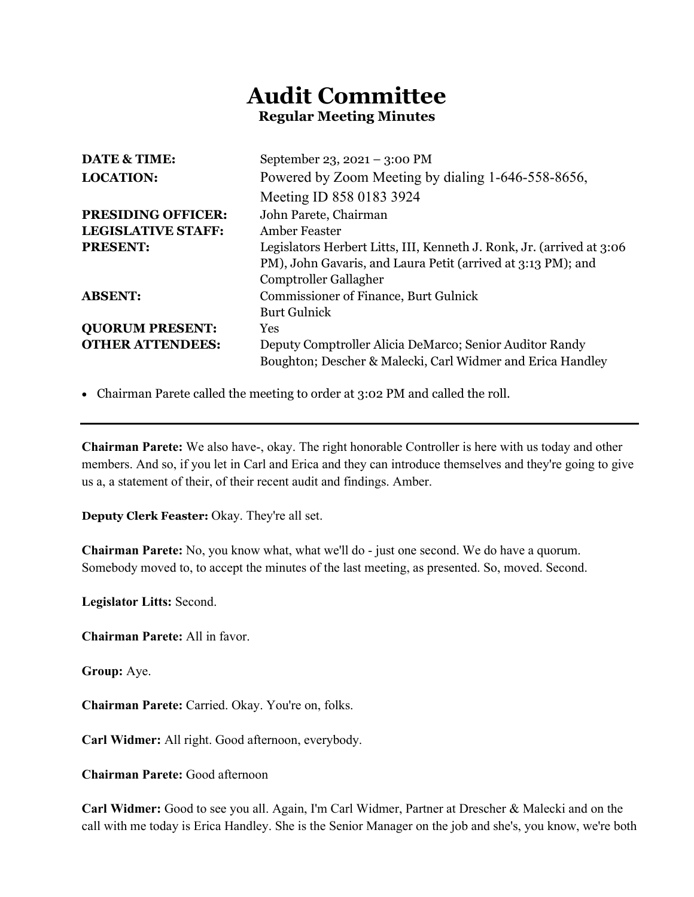# Audit Committee

**Regular Meeting Minutes**

| | |
|---|---|
| **DATE & TIME:** | September 23, 2021 – 3:00 PM |
| **LOCATION:** | Powered by Zoom Meeting by dialing 1-646-558-8656, Meeting ID 858 0183 3924 |
| **PRESIDING OFFICER:** | John Parete, Chairman |
| **LEGISLATIVE STAFF:** | Amber Feaster |
| **PRESENT:** | Legislators Herbert Litts, III, Kenneth J. Ronk, Jr. (arrived at 3:06 PM), John Gavaris, and Laura Petit (arrived at 3:13 PM); and Comptroller Gallagher |
| **ABSENT:** | Commissioner of Finance, Burt Gulnick Burt Gulnick |
| **QUORUM PRESENT:** | Yes |
| **OTHER ATTENDEES:** | Deputy Comptroller Alicia DeMarco; Senior Auditor Randy Boughton; Descher & Malecki, Carl Widmer and Erica Handley |

- Chairman Parete called the meeting to order at 3:02 PM and called the roll.

---

**Chairman Parete:** We also have-, okay. The right honorable Controller is here with us today and other members. And so, if you let in Carl and Erica and they can introduce themselves and they're going to give us a, a statement of their, of their recent audit and findings. Amber.

**Deputy Clerk Feaster:** Okay. They're all set.

**Chairman Parete:** No, you know what, what we'll do - just one second. We do have a quorum. Somebody moved to, to accept the minutes of the last meeting, as presented. So, moved. Second.

**Legislator Litts:** Second.

**Chairman Parete:** All in favor.

**Group:** Aye.

**Chairman Parete:** Carried. Okay. You're on, folks.

**Carl Widmer:** All right. Good afternoon, everybody.

**Chairman Parete:** Good afternoon

**Carl Widmer:** Good to see you all. Again, I'm Carl Widmer, Partner at Drescher & Malecki and on the call with me today is Erica Handley. She is the Senior Manager on the job and she's, you know, we're both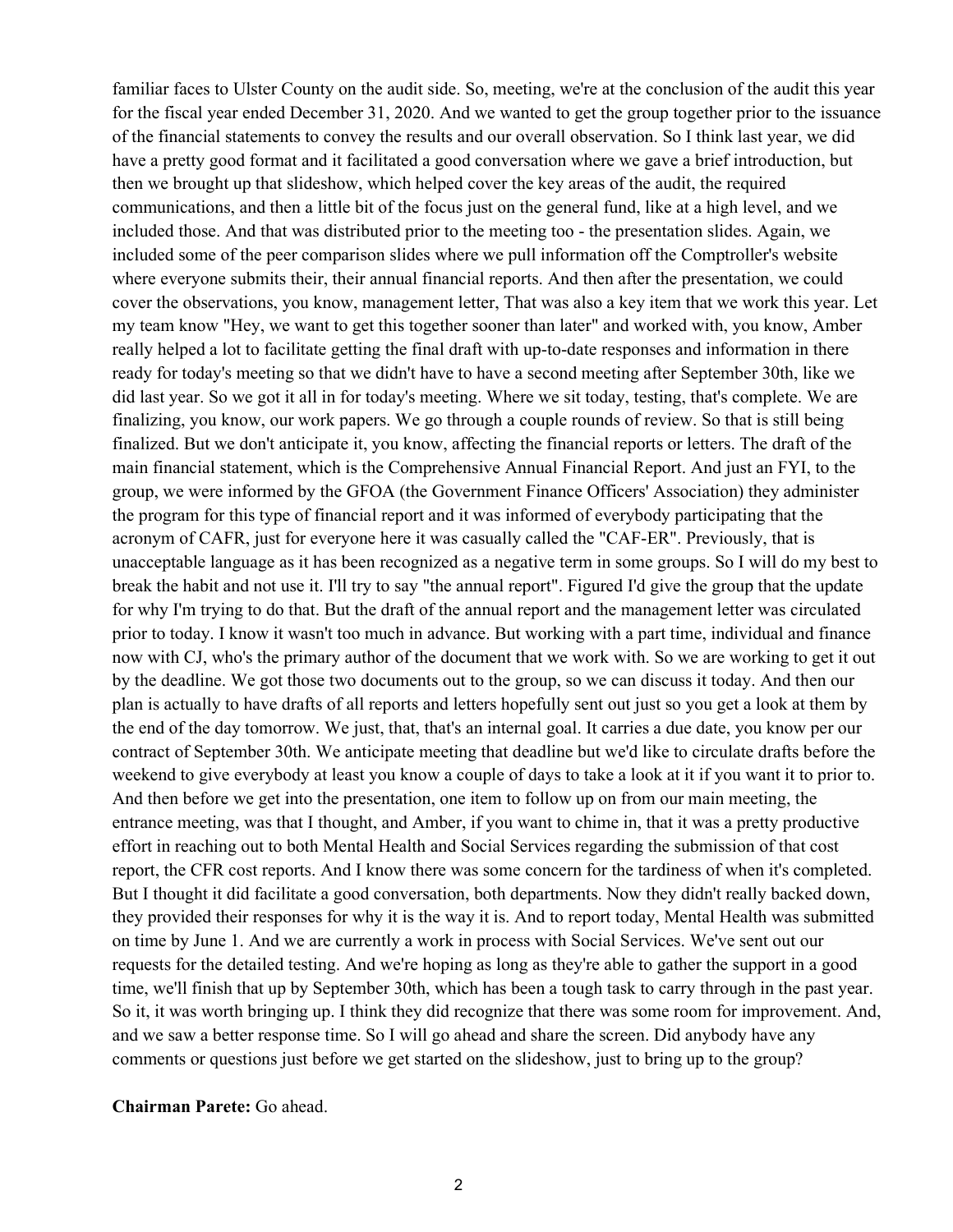familiar faces to Ulster County on the audit side. So, meeting, we're at the conclusion of the audit this year for the fiscal year ended December 31, 2020. And we wanted to get the group together prior to the issuance of the financial statements to convey the results and our overall observation. So I think last year, we did have a pretty good format and it facilitated a good conversation where we gave a brief introduction, but then we brought up that slideshow, which helped cover the key areas of the audit, the required communications, and then a little bit of the focus just on the general fund, like at a high level, and we included those. And that was distributed prior to the meeting too - the presentation slides. Again, we included some of the peer comparison slides where we pull information off the Comptroller's website where everyone submits their, their annual financial reports. And then after the presentation, we could cover the observations, you know, management letter, That was also a key item that we work this year. Let my team know "Hey, we want to get this together sooner than later" and worked with, you know, Amber really helped a lot to facilitate getting the final draft with up-to-date responses and information in there ready for today's meeting so that we didn't have to have a second meeting after September 30th, like we did last year. So we got it all in for today's meeting. Where we sit today, testing, that's complete. We are finalizing, you know, our work papers. We go through a couple rounds of review. So that is still being finalized. But we don't anticipate it, you know, affecting the financial reports or letters. The draft of the main financial statement, which is the Comprehensive Annual Financial Report. And just an FYI, to the group, we were informed by the GFOA (the Government Finance Officers' Association) they administer the program for this type of financial report and it was informed of everybody participating that the acronym of CAFR, just for everyone here it was casually called the "CAF-ER". Previously, that is unacceptable language as it has been recognized as a negative term in some groups. So I will do my best to break the habit and not use it. I'll try to say "the annual report". Figured I'd give the group that the update for why I'm trying to do that. But the draft of the annual report and the management letter was circulated prior to today. I know it wasn't too much in advance. But working with a part time, individual and finance now with CJ, who's the primary author of the document that we work with. So we are working to get it out by the deadline. We got those two documents out to the group, so we can discuss it today. And then our plan is actually to have drafts of all reports and letters hopefully sent out just so you get a look at them by the end of the day tomorrow. We just, that, that's an internal goal. It carries a due date, you know per our contract of September 30th. We anticipate meeting that deadline but we'd like to circulate drafts before the weekend to give everybody at least you know a couple of days to take a look at it if you want it to prior to. And then before we get into the presentation, one item to follow up on from our main meeting, the entrance meeting, was that I thought, and Amber, if you want to chime in, that it was a pretty productive effort in reaching out to both Mental Health and Social Services regarding the submission of that cost report, the CFR cost reports. And I know there was some concern for the tardiness of when it's completed. But I thought it did facilitate a good conversation, both departments. Now they didn't really backed down, they provided their responses for why it is the way it is. And to report today, Mental Health was submitted on time by June 1. And we are currently a work in process with Social Services. We've sent out our requests for the detailed testing. And we're hoping as long as they're able to gather the support in a good time, we'll finish that up by September 30th, which has been a tough task to carry through in the past year. So it, it was worth bringing up. I think they did recognize that there was some room for improvement. And, and we saw a better response time. So I will go ahead and share the screen. Did anybody have any comments or questions just before we get started on the slideshow, just to bring up to the group?

**Chairman Parete:** Go ahead.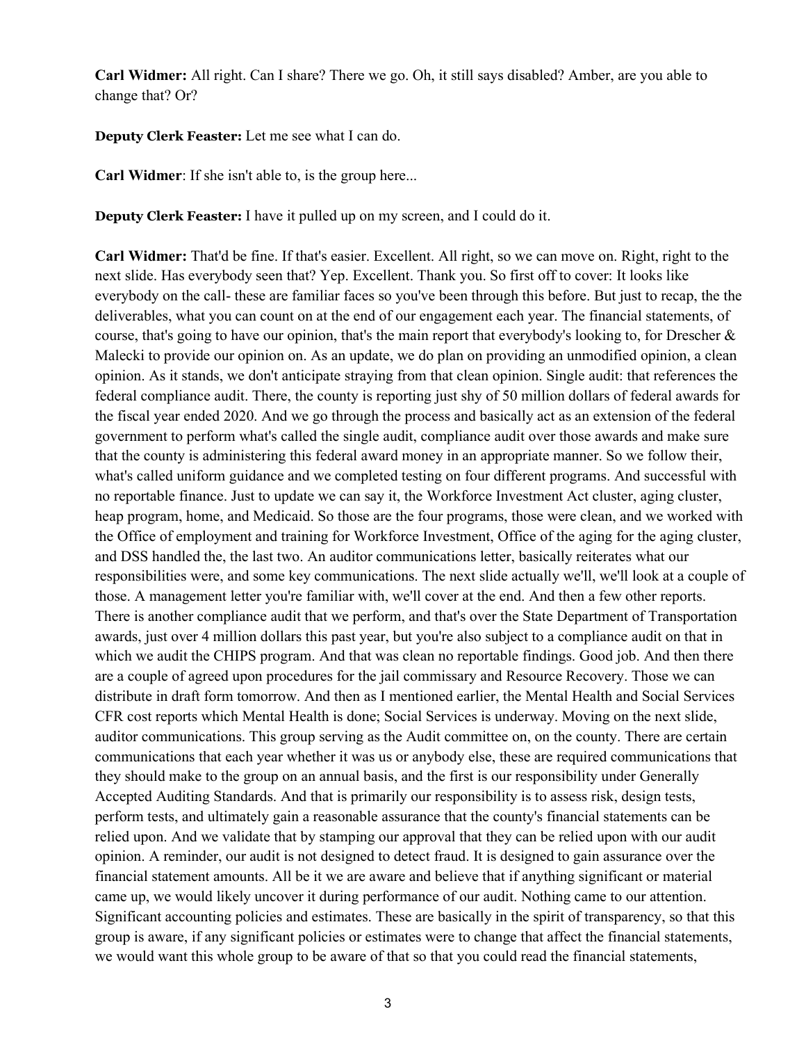**Carl Widmer:** All right. Can I share? There we go. Oh, it still says disabled? Amber, are you able to change that? Or?

**Deputy Clerk Feaster:** Let me see what I can do.

**Carl Widmer**: If she isn't able to, is the group here...

**Deputy Clerk Feaster:** I have it pulled up on my screen, and I could do it.

**Carl Widmer:** That'd be fine. If that's easier. Excellent. All right, so we can move on. Right, right to the next slide. Has everybody seen that? Yep. Excellent. Thank you. So first off to cover: It looks like everybody on the call- these are familiar faces so you've been through this before. But just to recap, the the deliverables, what you can count on at the end of our engagement each year. The financial statements, of course, that's going to have our opinion, that's the main report that everybody's looking to, for Drescher & Malecki to provide our opinion on. As an update, we do plan on providing an unmodified opinion, a clean opinion. As it stands, we don't anticipate straying from that clean opinion. Single audit: that references the federal compliance audit. There, the county is reporting just shy of 50 million dollars of federal awards for the fiscal year ended 2020. And we go through the process and basically act as an extension of the federal government to perform what's called the single audit, compliance audit over those awards and make sure that the county is administering this federal award money in an appropriate manner. So we follow their, what's called uniform guidance and we completed testing on four different programs. And successful with no reportable finance. Just to update we can say it, the Workforce Investment Act cluster, aging cluster, heap program, home, and Medicaid. So those are the four programs, those were clean, and we worked with the Office of employment and training for Workforce Investment, Office of the aging for the aging cluster, and DSS handled the, the last two. An auditor communications letter, basically reiterates what our responsibilities were, and some key communications. The next slide actually we'll, we'll look at a couple of those. A management letter you're familiar with, we'll cover at the end. And then a few other reports. There is another compliance audit that we perform, and that's over the State Department of Transportation awards, just over 4 million dollars this past year, but you're also subject to a compliance audit on that in which we audit the CHIPS program. And that was clean no reportable findings. Good job. And then there are a couple of agreed upon procedures for the jail commissary and Resource Recovery. Those we can distribute in draft form tomorrow. And then as I mentioned earlier, the Mental Health and Social Services CFR cost reports which Mental Health is done; Social Services is underway. Moving on the next slide, auditor communications. This group serving as the Audit committee on, on the county. There are certain communications that each year whether it was us or anybody else, these are required communications that they should make to the group on an annual basis, and the first is our responsibility under Generally Accepted Auditing Standards. And that is primarily our responsibility is to assess risk, design tests, perform tests, and ultimately gain a reasonable assurance that the county's financial statements can be relied upon. And we validate that by stamping our approval that they can be relied upon with our audit opinion. A reminder, our audit is not designed to detect fraud. It is designed to gain assurance over the financial statement amounts. All be it we are aware and believe that if anything significant or material came up, we would likely uncover it during performance of our audit. Nothing came to our attention. Significant accounting policies and estimates. These are basically in the spirit of transparency, so that this group is aware, if any significant policies or estimates were to change that affect the financial statements, we would want this whole group to be aware of that so that you could read the financial statements,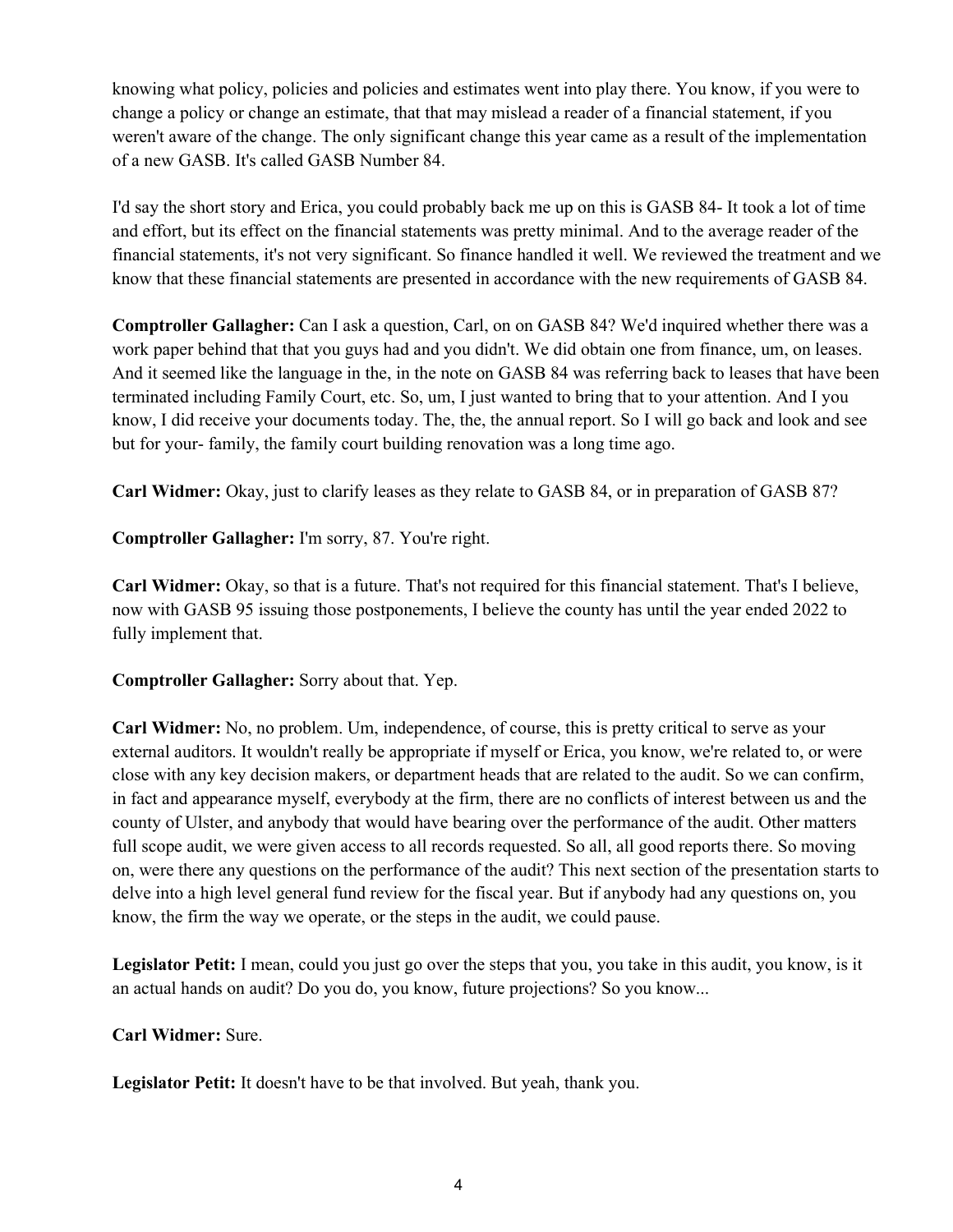knowing what policy, policies and policies and estimates went into play there. You know, if you were to change a policy or change an estimate, that that may mislead a reader of a financial statement, if you weren't aware of the change. The only significant change this year came as a result of the implementation of a new GASB. It's called GASB Number 84.

I'd say the short story and Erica, you could probably back me up on this is GASB 84- It took a lot of time and effort, but its effect on the financial statements was pretty minimal. And to the average reader of the financial statements, it's not very significant. So finance handled it well. We reviewed the treatment and we know that these financial statements are presented in accordance with the new requirements of GASB 84.

**Comptroller Gallagher:** Can I ask a question, Carl, on on GASB 84? We'd inquired whether there was a work paper behind that that you guys had and you didn't. We did obtain one from finance, um, on leases. And it seemed like the language in the, in the note on GASB 84 was referring back to leases that have been terminated including Family Court, etc. So, um, I just wanted to bring that to your attention. And I you know, I did receive your documents today. The, the, the annual report. So I will go back and look and see but for your- family, the family court building renovation was a long time ago.

**Carl Widmer:** Okay, just to clarify leases as they relate to GASB 84, or in preparation of GASB 87?

**Comptroller Gallagher:** I'm sorry, 87. You're right.

**Carl Widmer:** Okay, so that is a future. That's not required for this financial statement. That's I believe, now with GASB 95 issuing those postponements, I believe the county has until the year ended 2022 to fully implement that.

**Comptroller Gallagher:** Sorry about that. Yep.

**Carl Widmer:** No, no problem. Um, independence, of course, this is pretty critical to serve as your external auditors. It wouldn't really be appropriate if myself or Erica, you know, we're related to, or were close with any key decision makers, or department heads that are related to the audit. So we can confirm, in fact and appearance myself, everybody at the firm, there are no conflicts of interest between us and the county of Ulster, and anybody that would have bearing over the performance of the audit. Other matters full scope audit, we were given access to all records requested. So all, all good reports there. So moving on, were there any questions on the performance of the audit? This next section of the presentation starts to delve into a high level general fund review for the fiscal year. But if anybody had any questions on, you know, the firm the way we operate, or the steps in the audit, we could pause.

**Legislator Petit:** I mean, could you just go over the steps that you, you take in this audit, you know, is it an actual hands on audit? Do you do, you know, future projections? So you know...

**Carl Widmer:** Sure.

**Legislator Petit:** It doesn't have to be that involved. But yeah, thank you.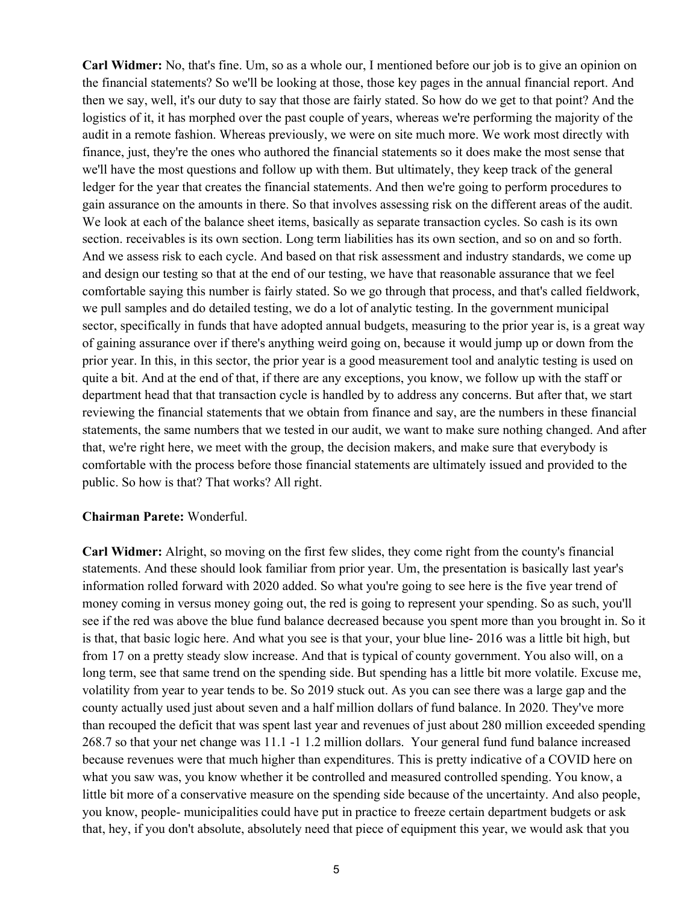**Carl Widmer:** No, that's fine. Um, so as a whole our, I mentioned before our job is to give an opinion on the financial statements? So we'll be looking at those, those key pages in the annual financial report. And then we say, well, it's our duty to say that those are fairly stated. So how do we get to that point? And the logistics of it, it has morphed over the past couple of years, whereas we're performing the majority of the audit in a remote fashion. Whereas previously, we were on site much more. We work most directly with finance, just, they're the ones who authored the financial statements so it does make the most sense that we'll have the most questions and follow up with them. But ultimately, they keep track of the general ledger for the year that creates the financial statements. And then we're going to perform procedures to gain assurance on the amounts in there. So that involves assessing risk on the different areas of the audit. We look at each of the balance sheet items, basically as separate transaction cycles. So cash is its own section. receivables is its own section. Long term liabilities has its own section, and so on and so forth. And we assess risk to each cycle. And based on that risk assessment and industry standards, we come up and design our testing so that at the end of our testing, we have that reasonable assurance that we feel comfortable saying this number is fairly stated. So we go through that process, and that's called fieldwork, we pull samples and do detailed testing, we do a lot of analytic testing. In the government municipal sector, specifically in funds that have adopted annual budgets, measuring to the prior year is, is a great way of gaining assurance over if there's anything weird going on, because it would jump up or down from the prior year. In this, in this sector, the prior year is a good measurement tool and analytic testing is used on quite a bit. And at the end of that, if there are any exceptions, you know, we follow up with the staff or department head that that transaction cycle is handled by to address any concerns. But after that, we start reviewing the financial statements that we obtain from finance and say, are the numbers in these financial statements, the same numbers that we tested in our audit, we want to make sure nothing changed. And after that, we're right here, we meet with the group, the decision makers, and make sure that everybody is comfortable with the process before those financial statements are ultimately issued and provided to the public. So how is that? That works? All right.

**Chairman Parete:** Wonderful.

**Carl Widmer:** Alright, so moving on the first few slides, they come right from the county's financial statements. And these should look familiar from prior year. Um, the presentation is basically last year's information rolled forward with 2020 added. So what you're going to see here is the five year trend of money coming in versus money going out, the red is going to represent your spending. So as such, you'll see if the red was above the blue fund balance decreased because you spent more than you brought in. So it is that, that basic logic here. And what you see is that your, your blue line- 2016 was a little bit high, but from 17 on a pretty steady slow increase. And that is typical of county government. You also will, on a long term, see that same trend on the spending side. But spending has a little bit more volatile. Excuse me, volatility from year to year tends to be. So 2019 stuck out. As you can see there was a large gap and the county actually used just about seven and a half million dollars of fund balance. In 2020. They've more than recouped the deficit that was spent last year and revenues of just about 280 million exceeded spending 268.7 so that your net change was 11.1 -1 1.2 million dollars. Your general fund fund balance increased because revenues were that much higher than expenditures. This is pretty indicative of a COVID here on what you saw was, you know whether it be controlled and measured controlled spending. You know, a little bit more of a conservative measure on the spending side because of the uncertainty. And also people, you know, people- municipalities could have put in practice to freeze certain department budgets or ask that, hey, if you don't absolute, absolutely need that piece of equipment this year, we would ask that you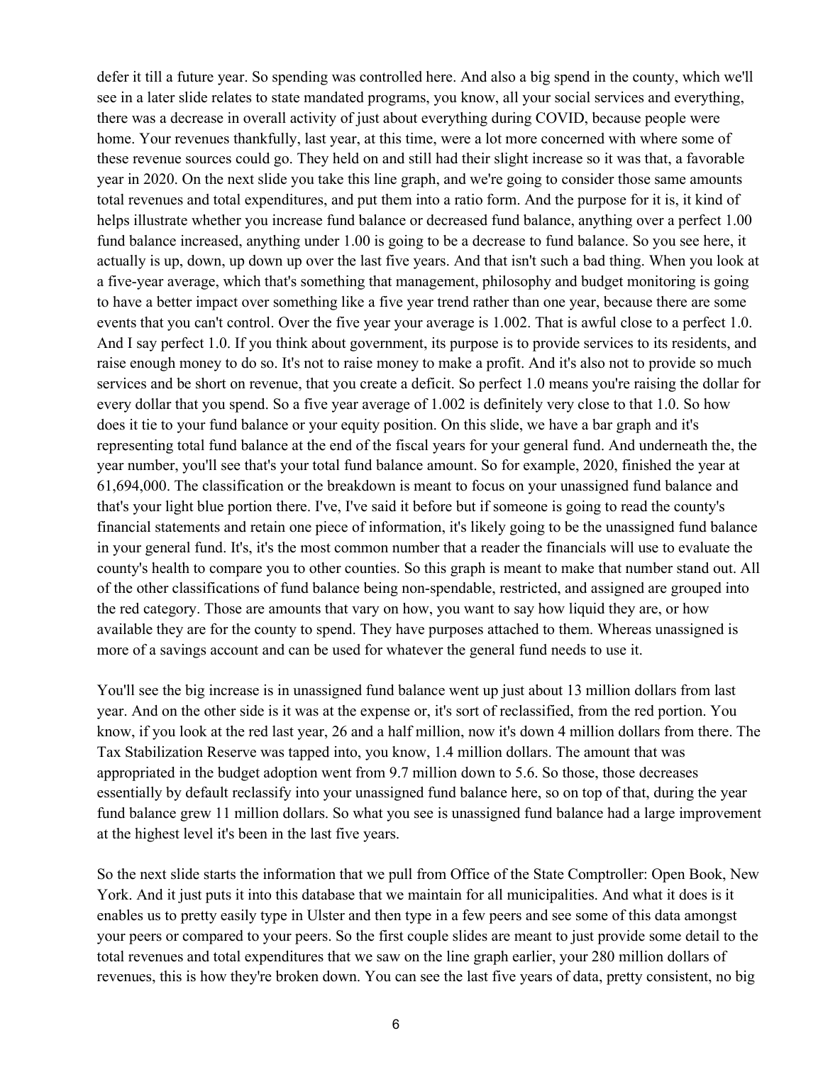defer it till a future year. So spending was controlled here. And also a big spend in the county, which we'll see in a later slide relates to state mandated programs, you know, all your social services and everything, there was a decrease in overall activity of just about everything during COVID, because people were home. Your revenues thankfully, last year, at this time, were a lot more concerned with where some of these revenue sources could go. They held on and still had their slight increase so it was that, a favorable year in 2020. On the next slide you take this line graph, and we're going to consider those same amounts total revenues and total expenditures, and put them into a ratio form. And the purpose for it is, it kind of helps illustrate whether you increase fund balance or decreased fund balance, anything over a perfect 1.00 fund balance increased, anything under 1.00 is going to be a decrease to fund balance. So you see here, it actually is up, down, up down up over the last five years. And that isn't such a bad thing. When you look at a five-year average, which that's something that management, philosophy and budget monitoring is going to have a better impact over something like a five year trend rather than one year, because there are some events that you can't control. Over the five year your average is 1.002. That is awful close to a perfect 1.0. And I say perfect 1.0. If you think about government, its purpose is to provide services to its residents, and raise enough money to do so. It's not to raise money to make a profit. And it's also not to provide so much services and be short on revenue, that you create a deficit. So perfect 1.0 means you're raising the dollar for every dollar that you spend. So a five year average of 1.002 is definitely very close to that 1.0. So how does it tie to your fund balance or your equity position. On this slide, we have a bar graph and it's representing total fund balance at the end of the fiscal years for your general fund. And underneath the, the year number, you'll see that's your total fund balance amount. So for example, 2020, finished the year at 61,694,000. The classification or the breakdown is meant to focus on your unassigned fund balance and that's your light blue portion there. I've, I've said it before but if someone is going to read the county's financial statements and retain one piece of information, it's likely going to be the unassigned fund balance in your general fund. It's, it's the most common number that a reader the financials will use to evaluate the county's health to compare you to other counties. So this graph is meant to make that number stand out. All of the other classifications of fund balance being non-spendable, restricted, and assigned are grouped into the red category. Those are amounts that vary on how, you want to say how liquid they are, or how available they are for the county to spend. They have purposes attached to them. Whereas unassigned is more of a savings account and can be used for whatever the general fund needs to use it.

You'll see the big increase is in unassigned fund balance went up just about 13 million dollars from last year. And on the other side is it was at the expense or, it's sort of reclassified, from the red portion. You know, if you look at the red last year, 26 and a half million, now it's down 4 million dollars from there. The Tax Stabilization Reserve was tapped into, you know, 1.4 million dollars. The amount that was appropriated in the budget adoption went from 9.7 million down to 5.6. So those, those decreases essentially by default reclassify into your unassigned fund balance here, so on top of that, during the year fund balance grew 11 million dollars. So what you see is unassigned fund balance had a large improvement at the highest level it's been in the last five years.

So the next slide starts the information that we pull from Office of the State Comptroller: Open Book, New York. And it just puts it into this database that we maintain for all municipalities. And what it does is it enables us to pretty easily type in Ulster and then type in a few peers and see some of this data amongst your peers or compared to your peers. So the first couple slides are meant to just provide some detail to the total revenues and total expenditures that we saw on the line graph earlier, your 280 million dollars of revenues, this is how they're broken down. You can see the last five years of data, pretty consistent, no big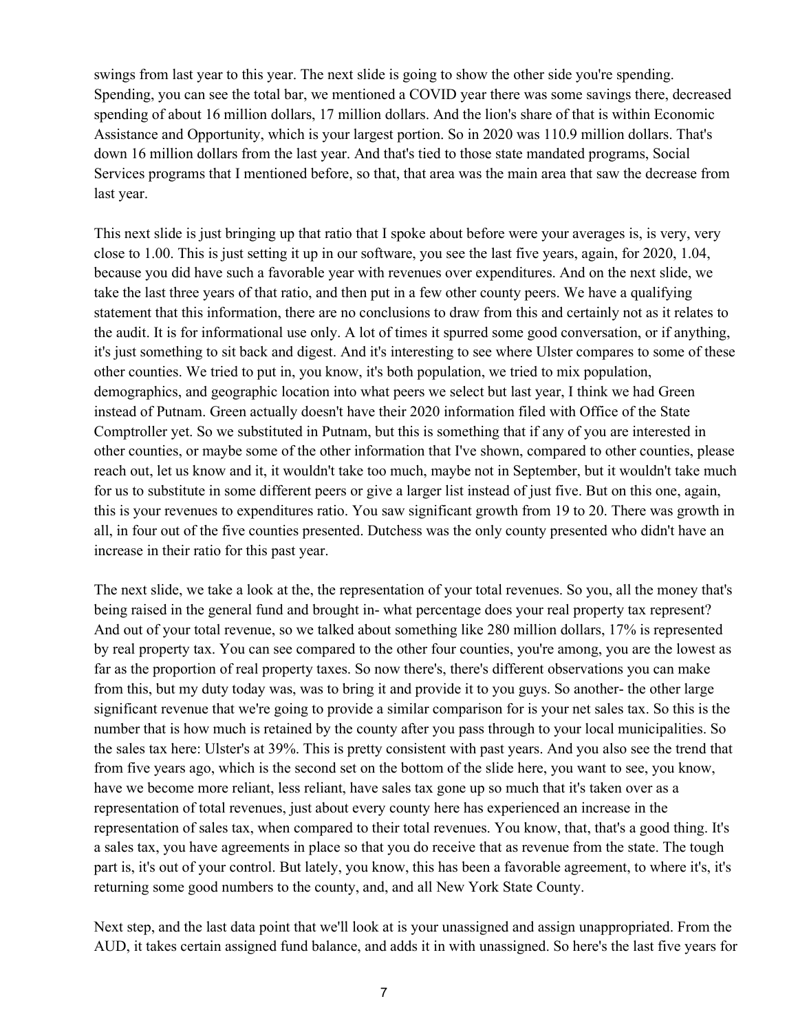swings from last year to this year. The next slide is going to show the other side you're spending. Spending, you can see the total bar, we mentioned a COVID year there was some savings there, decreased spending of about 16 million dollars, 17 million dollars. And the lion's share of that is within Economic Assistance and Opportunity, which is your largest portion. So in 2020 was 110.9 million dollars. That's down 16 million dollars from the last year. And that's tied to those state mandated programs, Social Services programs that I mentioned before, so that, that area was the main area that saw the decrease from last year.

This next slide is just bringing up that ratio that I spoke about before were your averages is, is very, very close to 1.00. This is just setting it up in our software, you see the last five years, again, for 2020, 1.04, because you did have such a favorable year with revenues over expenditures. And on the next slide, we take the last three years of that ratio, and then put in a few other county peers. We have a qualifying statement that this information, there are no conclusions to draw from this and certainly not as it relates to the audit. It is for informational use only. A lot of times it spurred some good conversation, or if anything, it's just something to sit back and digest. And it's interesting to see where Ulster compares to some of these other counties. We tried to put in, you know, it's both population, we tried to mix population, demographics, and geographic location into what peers we select but last year, I think we had Green instead of Putnam. Green actually doesn't have their 2020 information filed with Office of the State Comptroller yet. So we substituted in Putnam, but this is something that if any of you are interested in other counties, or maybe some of the other information that I've shown, compared to other counties, please reach out, let us know and it, it wouldn't take too much, maybe not in September, but it wouldn't take much for us to substitute in some different peers or give a larger list instead of just five. But on this one, again, this is your revenues to expenditures ratio. You saw significant growth from 19 to 20. There was growth in all, in four out of the five counties presented. Dutchess was the only county presented who didn't have an increase in their ratio for this past year.

The next slide, we take a look at the, the representation of your total revenues. So you, all the money that's being raised in the general fund and brought in- what percentage does your real property tax represent? And out of your total revenue, so we talked about something like 280 million dollars, 17% is represented by real property tax. You can see compared to the other four counties, you're among, you are the lowest as far as the proportion of real property taxes. So now there's, there's different observations you can make from this, but my duty today was, was to bring it and provide it to you guys. So another- the other large significant revenue that we're going to provide a similar comparison for is your net sales tax. So this is the number that is how much is retained by the county after you pass through to your local municipalities. So the sales tax here: Ulster's at 39%. This is pretty consistent with past years. And you also see the trend that from five years ago, which is the second set on the bottom of the slide here, you want to see, you know, have we become more reliant, less reliant, have sales tax gone up so much that it's taken over as a representation of total revenues, just about every county here has experienced an increase in the representation of sales tax, when compared to their total revenues. You know, that, that's a good thing. It's a sales tax, you have agreements in place so that you do receive that as revenue from the state. The tough part is, it's out of your control. But lately, you know, this has been a favorable agreement, to where it's, it's returning some good numbers to the county, and, and all New York State County.

Next step, and the last data point that we'll look at is your unassigned and assign unappropriated. From the AUD, it takes certain assigned fund balance, and adds it in with unassigned. So here's the last five years for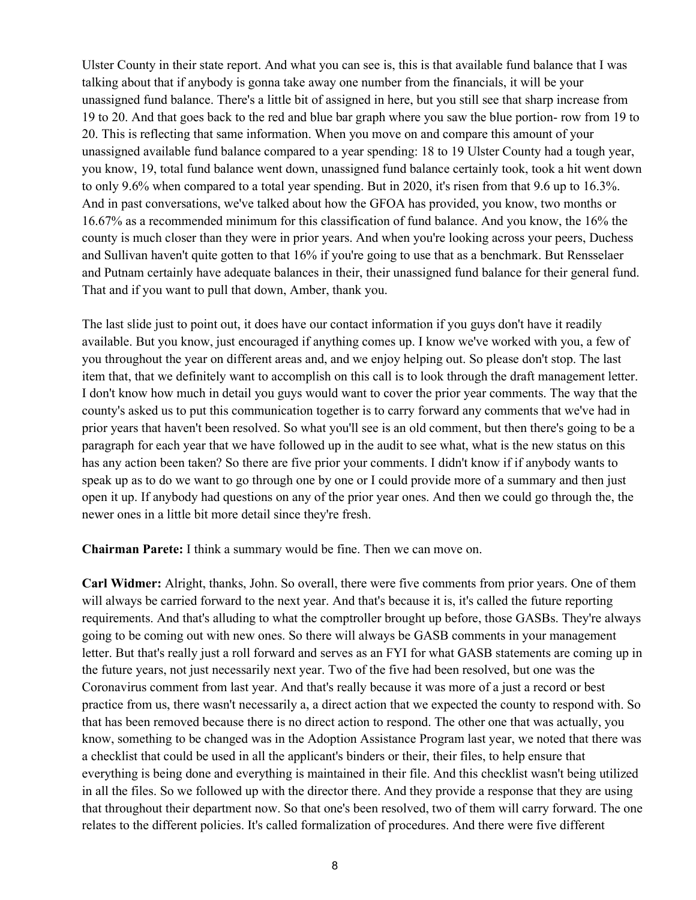Ulster County in their state report. And what you can see is, this is that available fund balance that I was talking about that if anybody is gonna take away one number from the financials, it will be your unassigned fund balance. There's a little bit of assigned in here, but you still see that sharp increase from 19 to 20. And that goes back to the red and blue bar graph where you saw the blue portion- row from 19 to 20. This is reflecting that same information. When you move on and compare this amount of your unassigned available fund balance compared to a year spending: 18 to 19 Ulster County had a tough year, you know, 19, total fund balance went down, unassigned fund balance certainly took, took a hit went down to only 9.6% when compared to a total year spending. But in 2020, it's risen from that 9.6 up to 16.3%. And in past conversations, we've talked about how the GFOA has provided, you know, two months or 16.67% as a recommended minimum for this classification of fund balance. And you know, the 16% the county is much closer than they were in prior years. And when you're looking across your peers, Duchess and Sullivan haven't quite gotten to that 16% if you're going to use that as a benchmark. But Rensselaer and Putnam certainly have adequate balances in their, their unassigned fund balance for their general fund. That and if you want to pull that down, Amber, thank you.

The last slide just to point out, it does have our contact information if you guys don't have it readily available. But you know, just encouraged if anything comes up. I know we've worked with you, a few of you throughout the year on different areas and, and we enjoy helping out. So please don't stop. The last item that, that we definitely want to accomplish on this call is to look through the draft management letter. I don't know how much in detail you guys would want to cover the prior year comments. The way that the county's asked us to put this communication together is to carry forward any comments that we've had in prior years that haven't been resolved. So what you'll see is an old comment, but then there's going to be a paragraph for each year that we have followed up in the audit to see what, what is the new status on this has any action been taken? So there are five prior your comments. I didn't know if if anybody wants to speak up as to do we want to go through one by one or I could provide more of a summary and then just open it up. If anybody had questions on any of the prior year ones. And then we could go through the, the newer ones in a little bit more detail since they're fresh.

**Chairman Parete:** I think a summary would be fine. Then we can move on.

**Carl Widmer:** Alright, thanks, John. So overall, there were five comments from prior years. One of them will always be carried forward to the next year. And that's because it is, it's called the future reporting requirements. And that's alluding to what the comptroller brought up before, those GASBs. They're always going to be coming out with new ones. So there will always be GASB comments in your management letter. But that's really just a roll forward and serves as an FYI for what GASB statements are coming up in the future years, not just necessarily next year. Two of the five had been resolved, but one was the Coronavirus comment from last year. And that's really because it was more of a just a record or best practice from us, there wasn't necessarily a, a direct action that we expected the county to respond with. So that has been removed because there is no direct action to respond. The other one that was actually, you know, something to be changed was in the Adoption Assistance Program last year, we noted that there was a checklist that could be used in all the applicant's binders or their, their files, to help ensure that everything is being done and everything is maintained in their file. And this checklist wasn't being utilized in all the files. So we followed up with the director there. And they provide a response that they are using that throughout their department now. So that one's been resolved, two of them will carry forward. The one relates to the different policies. It's called formalization of procedures. And there were five different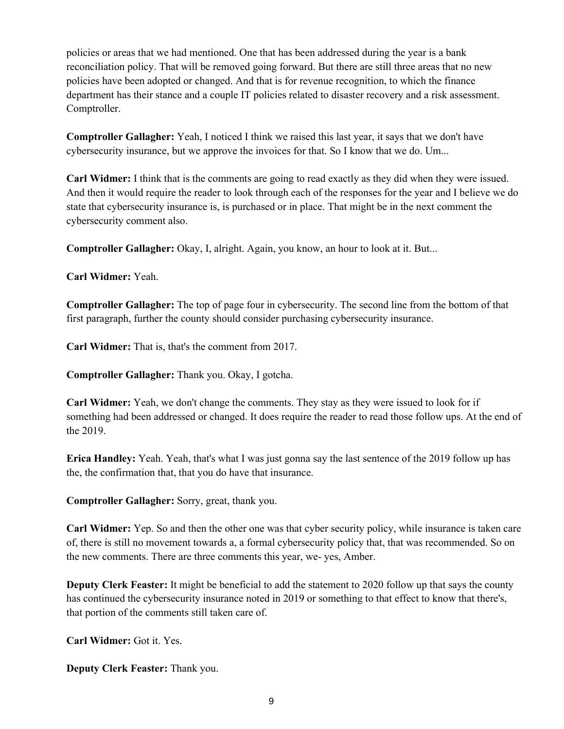policies or areas that we had mentioned. One that has been addressed during the year is a bank reconciliation policy. That will be removed going forward. But there are still three areas that no new policies have been adopted or changed. And that is for revenue recognition, to which the finance department has their stance and a couple IT policies related to disaster recovery and a risk assessment. Comptroller.

**Comptroller Gallagher:** Yeah, I noticed I think we raised this last year, it says that we don't have cybersecurity insurance, but we approve the invoices for that. So I know that we do. Um...

**Carl Widmer:** I think that is the comments are going to read exactly as they did when they were issued. And then it would require the reader to look through each of the responses for the year and I believe we do state that cybersecurity insurance is, is purchased or in place. That might be in the next comment the cybersecurity comment also.

**Comptroller Gallagher:** Okay, I, alright. Again, you know, an hour to look at it. But...

**Carl Widmer:** Yeah.

**Comptroller Gallagher:** The top of page four in cybersecurity. The second line from the bottom of that first paragraph, further the county should consider purchasing cybersecurity insurance.

**Carl Widmer:** That is, that's the comment from 2017.

**Comptroller Gallagher:** Thank you. Okay, I gotcha.

**Carl Widmer:** Yeah, we don't change the comments. They stay as they were issued to look for if something had been addressed or changed. It does require the reader to read those follow ups. At the end of the 2019.

**Erica Handley:** Yeah. Yeah, that's what I was just gonna say the last sentence of the 2019 follow up has the, the confirmation that, that you do have that insurance.

**Comptroller Gallagher:** Sorry, great, thank you.

**Carl Widmer:** Yep. So and then the other one was that cyber security policy, while insurance is taken care of, there is still no movement towards a, a formal cybersecurity policy that, that was recommended. So on the new comments. There are three comments this year, we- yes, Amber.

**Deputy Clerk Feaster:** It might be beneficial to add the statement to 2020 follow up that says the county has continued the cybersecurity insurance noted in 2019 or something to that effect to know that there's, that portion of the comments still taken care of.

**Carl Widmer:** Got it. Yes.

**Deputy Clerk Feaster:** Thank you.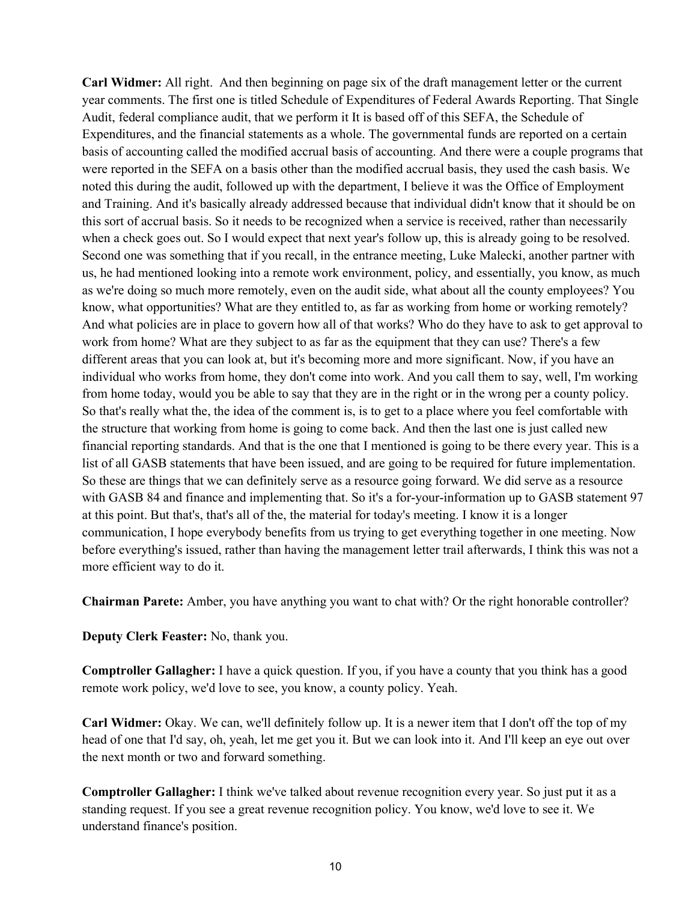**Carl Widmer:** All right. And then beginning on page six of the draft management letter or the current year comments. The first one is titled Schedule of Expenditures of Federal Awards Reporting. That Single Audit, federal compliance audit, that we perform it It is based off of this SEFA, the Schedule of Expenditures, and the financial statements as a whole. The governmental funds are reported on a certain basis of accounting called the modified accrual basis of accounting. And there were a couple programs that were reported in the SEFA on a basis other than the modified accrual basis, they used the cash basis. We noted this during the audit, followed up with the department, I believe it was the Office of Employment and Training. And it's basically already addressed because that individual didn't know that it should be on this sort of accrual basis. So it needs to be recognized when a service is received, rather than necessarily when a check goes out. So I would expect that next year's follow up, this is already going to be resolved. Second one was something that if you recall, in the entrance meeting, Luke Malecki, another partner with us, he had mentioned looking into a remote work environment, policy, and essentially, you know, as much as we're doing so much more remotely, even on the audit side, what about all the county employees? You know, what opportunities? What are they entitled to, as far as working from home or working remotely? And what policies are in place to govern how all of that works? Who do they have to ask to get approval to work from home? What are they subject to as far as the equipment that they can use? There's a few different areas that you can look at, but it's becoming more and more significant. Now, if you have an individual who works from home, they don't come into work. And you call them to say, well, I'm working from home today, would you be able to say that they are in the right or in the wrong per a county policy. So that's really what the, the idea of the comment is, is to get to a place where you feel comfortable with the structure that working from home is going to come back. And then the last one is just called new financial reporting standards. And that is the one that I mentioned is going to be there every year. This is a list of all GASB statements that have been issued, and are going to be required for future implementation. So these are things that we can definitely serve as a resource going forward. We did serve as a resource with GASB 84 and finance and implementing that. So it's a for-your-information up to GASB statement 97 at this point. But that's, that's all of the, the material for today's meeting. I know it is a longer communication, I hope everybody benefits from us trying to get everything together in one meeting. Now before everything's issued, rather than having the management letter trail afterwards, I think this was not a more efficient way to do it.

**Chairman Parete:** Amber, you have anything you want to chat with? Or the right honorable controller?

**Deputy Clerk Feaster:** No, thank you.

**Comptroller Gallagher:** I have a quick question. If you, if you have a county that you think has a good remote work policy, we'd love to see, you know, a county policy. Yeah.

**Carl Widmer:** Okay. We can, we'll definitely follow up. It is a newer item that I don't off the top of my head of one that I'd say, oh, yeah, let me get you it. But we can look into it. And I'll keep an eye out over the next month or two and forward something.

**Comptroller Gallagher:** I think we've talked about revenue recognition every year. So just put it as a standing request. If you see a great revenue recognition policy. You know, we'd love to see it. We understand finance's position.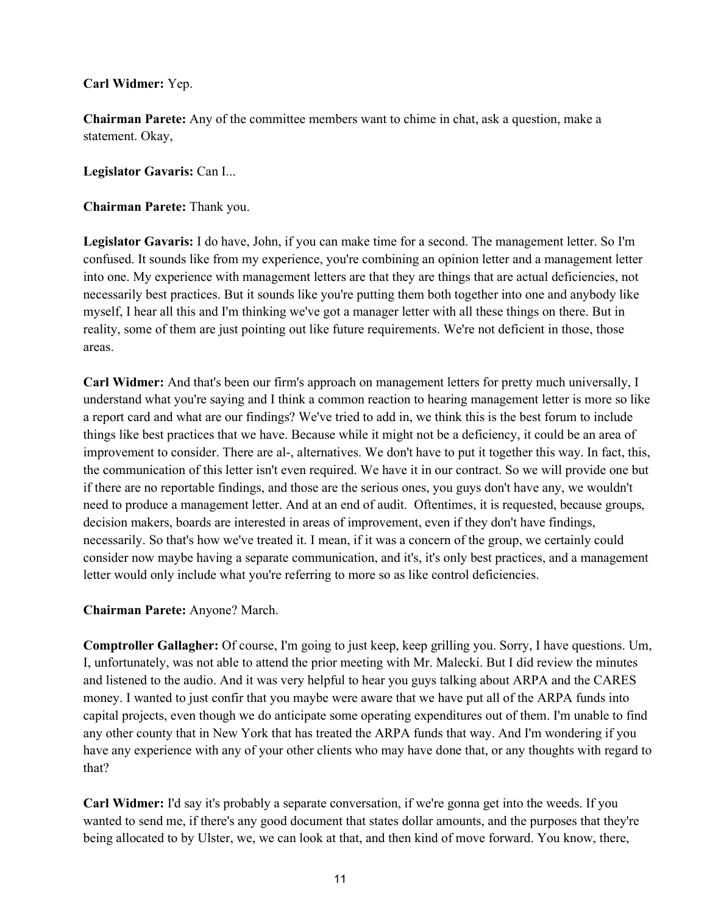**Carl Widmer:** Yep.

**Chairman Parete:** Any of the committee members want to chime in chat, ask a question, make a statement. Okay,

**Legislator Gavaris:** Can I...

**Chairman Parete:** Thank you.

**Legislator Gavaris:** I do have, John, if you can make time for a second. The management letter. So I'm confused. It sounds like from my experience, you're combining an opinion letter and a management letter into one. My experience with management letters are that they are things that are actual deficiencies, not necessarily best practices. But it sounds like you're putting them both together into one and anybody like myself, I hear all this and I'm thinking we've got a manager letter with all these things on there. But in reality, some of them are just pointing out like future requirements. We're not deficient in those, those areas.

**Carl Widmer:** And that's been our firm's approach on management letters for pretty much universally, I understand what you're saying and I think a common reaction to hearing management letter is more so like a report card and what are our findings? We've tried to add in, we think this is the best forum to include things like best practices that we have. Because while it might not be a deficiency, it could be an area of improvement to consider. There are al-, alternatives. We don't have to put it together this way. In fact, this, the communication of this letter isn't even required. We have it in our contract. So we will provide one but if there are no reportable findings, and those are the serious ones, you guys don't have any, we wouldn't need to produce a management letter. And at an end of audit. Oftentimes, it is requested, because groups, decision makers, boards are interested in areas of improvement, even if they don't have findings, necessarily. So that's how we've treated it. I mean, if it was a concern of the group, we certainly could consider now maybe having a separate communication, and it's, it's only best practices, and a management letter would only include what you're referring to more so as like control deficiencies.

**Chairman Parete:** Anyone? March.

**Comptroller Gallagher:** Of course, I'm going to just keep, keep grilling you. Sorry, I have questions. Um, I, unfortunately, was not able to attend the prior meeting with Mr. Malecki. But I did review the minutes and listened to the audio. And it was very helpful to hear you guys talking about ARPA and the CARES money. I wanted to just confir that you maybe were aware that we have put all of the ARPA funds into capital projects, even though we do anticipate some operating expenditures out of them. I'm unable to find any other county that in New York that has treated the ARPA funds that way. And I'm wondering if you have any experience with any of your other clients who may have done that, or any thoughts with regard to that?

**Carl Widmer:** I'd say it's probably a separate conversation, if we're gonna get into the weeds. If you wanted to send me, if there's any good document that states dollar amounts, and the purposes that they're being allocated to by Ulster, we, we can look at that, and then kind of move forward. You know, there,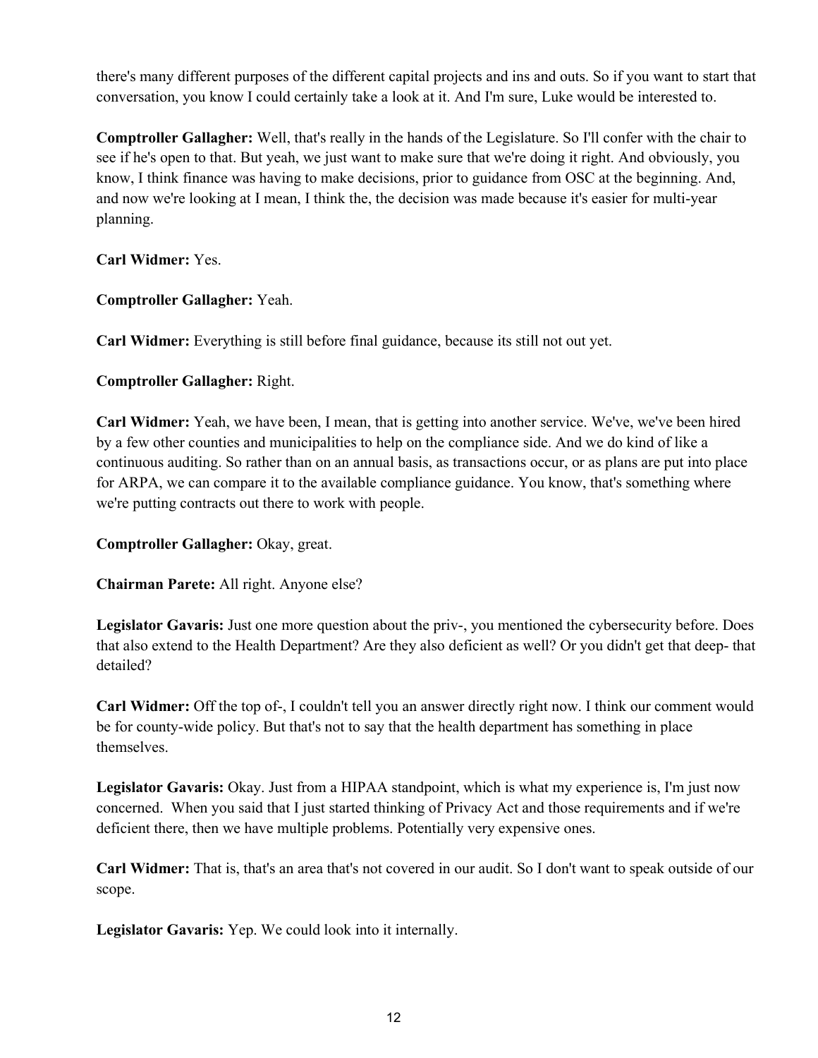there's many different purposes of the different capital projects and ins and outs. So if you want to start that conversation, you know I could certainly take a look at it. And I'm sure, Luke would be interested to.

**Comptroller Gallagher:** Well, that's really in the hands of the Legislature. So I'll confer with the chair to see if he's open to that. But yeah, we just want to make sure that we're doing it right. And obviously, you know, I think finance was having to make decisions, prior to guidance from OSC at the beginning. And, and now we're looking at I mean, I think the, the decision was made because it's easier for multi-year planning.

**Carl Widmer:** Yes.

**Comptroller Gallagher:** Yeah.

**Carl Widmer:** Everything is still before final guidance, because its still not out yet.

**Comptroller Gallagher:** Right.

**Carl Widmer:** Yeah, we have been, I mean, that is getting into another service. We've, we've been hired by a few other counties and municipalities to help on the compliance side. And we do kind of like a continuous auditing. So rather than on an annual basis, as transactions occur, or as plans are put into place for ARPA, we can compare it to the available compliance guidance. You know, that's something where we're putting contracts out there to work with people.

**Comptroller Gallagher:** Okay, great.

**Chairman Parete:** All right. Anyone else?

**Legislator Gavaris:** Just one more question about the priv-, you mentioned the cybersecurity before. Does that also extend to the Health Department? Are they also deficient as well? Or you didn't get that deep- that detailed?

**Carl Widmer:** Off the top of-, I couldn't tell you an answer directly right now. I think our comment would be for county-wide policy. But that's not to say that the health department has something in place themselves.

**Legislator Gavaris:** Okay. Just from a HIPAA standpoint, which is what my experience is, I'm just now concerned. When you said that I just started thinking of Privacy Act and those requirements and if we're deficient there, then we have multiple problems. Potentially very expensive ones.

**Carl Widmer:** That is, that's an area that's not covered in our audit. So I don't want to speak outside of our scope.

**Legislator Gavaris:** Yep. We could look into it internally.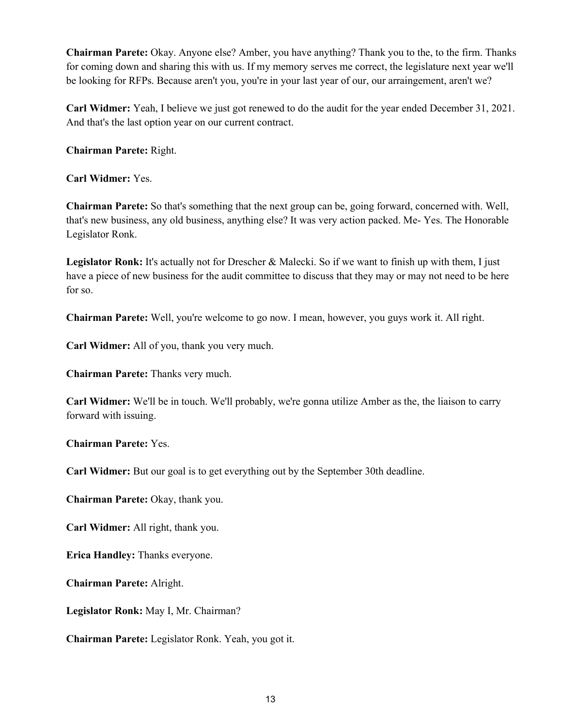**Chairman Parete:** Okay. Anyone else? Amber, you have anything? Thank you to the, to the firm. Thanks for coming down and sharing this with us. If my memory serves me correct, the legislature next year we'll be looking for RFPs. Because aren't you, you're in your last year of our, our arraingement, aren't we?

**Carl Widmer:** Yeah, I believe we just got renewed to do the audit for the year ended December 31, 2021. And that's the last option year on our current contract.

**Chairman Parete:** Right.

**Carl Widmer:** Yes.

**Chairman Parete:** So that's something that the next group can be, going forward, concerned with. Well, that's new business, any old business, anything else? It was very action packed. Me- Yes. The Honorable Legislator Ronk.

**Legislator Ronk:** It's actually not for Drescher & Malecki. So if we want to finish up with them, I just have a piece of new business for the audit committee to discuss that they may or may not need to be here for so.

**Chairman Parete:** Well, you're welcome to go now. I mean, however, you guys work it. All right.

**Carl Widmer:** All of you, thank you very much.

**Chairman Parete:** Thanks very much.

**Carl Widmer:** We'll be in touch. We'll probably, we're gonna utilize Amber as the, the liaison to carry forward with issuing.

**Chairman Parete:** Yes.

**Carl Widmer:** But our goal is to get everything out by the September 30th deadline.

**Chairman Parete:** Okay, thank you.

**Carl Widmer:** All right, thank you.

**Erica Handley:** Thanks everyone.

**Chairman Parete:** Alright.

**Legislator Ronk:** May I, Mr. Chairman?

**Chairman Parete:** Legislator Ronk. Yeah, you got it.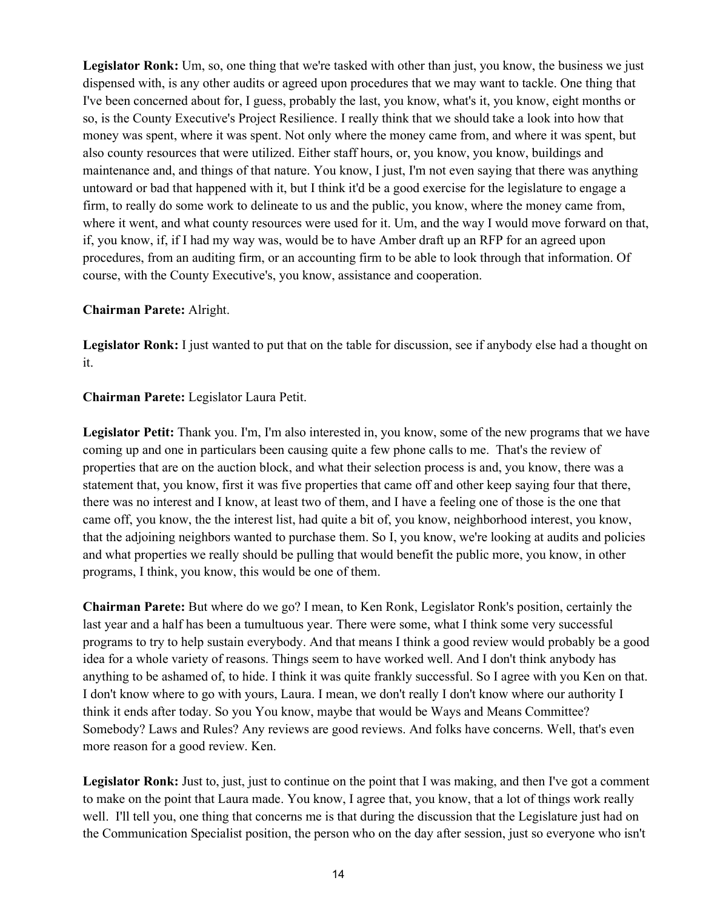**Legislator Ronk:** Um, so, one thing that we're tasked with other than just, you know, the business we just dispensed with, is any other audits or agreed upon procedures that we may want to tackle. One thing that I've been concerned about for, I guess, probably the last, you know, what's it, you know, eight months or so, is the County Executive's Project Resilience. I really think that we should take a look into how that money was spent, where it was spent. Not only where the money came from, and where it was spent, but also county resources that were utilized. Either staff hours, or, you know, you know, buildings and maintenance and, and things of that nature. You know, I just, I'm not even saying that there was anything untoward or bad that happened with it, but I think it'd be a good exercise for the legislature to engage a firm, to really do some work to delineate to us and the public, you know, where the money came from, where it went, and what county resources were used for it. Um, and the way I would move forward on that, if, you know, if, if I had my way was, would be to have Amber draft up an RFP for an agreed upon procedures, from an auditing firm, or an accounting firm to be able to look through that information. Of course, with the County Executive's, you know, assistance and cooperation.

**Chairman Parete:** Alright.

**Legislator Ronk:** I just wanted to put that on the table for discussion, see if anybody else had a thought on it.

**Chairman Parete:** Legislator Laura Petit.

**Legislator Petit:** Thank you. I'm, I'm also interested in, you know, some of the new programs that we have coming up and one in particulars been causing quite a few phone calls to me. That's the review of properties that are on the auction block, and what their selection process is and, you know, there was a statement that, you know, first it was five properties that came off and other keep saying four that there, there was no interest and I know, at least two of them, and I have a feeling one of those is the one that came off, you know, the the interest list, had quite a bit of, you know, neighborhood interest, you know, that the adjoining neighbors wanted to purchase them. So I, you know, we're looking at audits and policies and what properties we really should be pulling that would benefit the public more, you know, in other programs, I think, you know, this would be one of them.

**Chairman Parete:** But where do we go? I mean, to Ken Ronk, Legislator Ronk's position, certainly the last year and a half has been a tumultuous year. There were some, what I think some very successful programs to try to help sustain everybody. And that means I think a good review would probably be a good idea for a whole variety of reasons. Things seem to have worked well. And I don't think anybody has anything to be ashamed of, to hide. I think it was quite frankly successful. So I agree with you Ken on that. I don't know where to go with yours, Laura. I mean, we don't really I don't know where our authority I think it ends after today. So you You know, maybe that would be Ways and Means Committee? Somebody? Laws and Rules? Any reviews are good reviews. And folks have concerns. Well, that's even more reason for a good review. Ken.

**Legislator Ronk:** Just to, just, just to continue on the point that I was making, and then I've got a comment to make on the point that Laura made. You know, I agree that, you know, that a lot of things work really well. I'll tell you, one thing that concerns me is that during the discussion that the Legislature just had on the Communication Specialist position, the person who on the day after session, just so everyone who isn't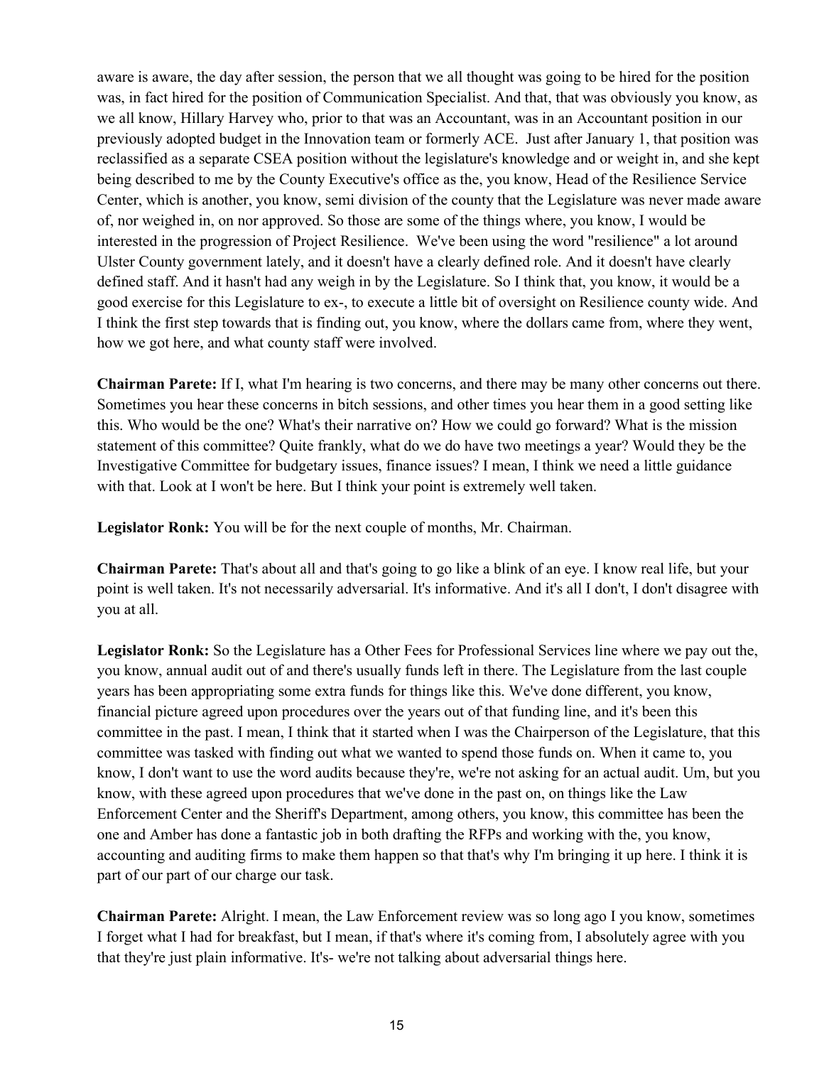aware is aware, the day after session, the person that we all thought was going to be hired for the position was, in fact hired for the position of Communication Specialist. And that, that was obviously you know, as we all know, Hillary Harvey who, prior to that was an Accountant, was in an Accountant position in our previously adopted budget in the Innovation team or formerly ACE. Just after January 1, that position was reclassified as a separate CSEA position without the legislature's knowledge and or weight in, and she kept being described to me by the County Executive's office as the, you know, Head of the Resilience Service Center, which is another, you know, semi division of the county that the Legislature was never made aware of, nor weighed in, on nor approved. So those are some of the things where, you know, I would be interested in the progression of Project Resilience. We've been using the word "resilience" a lot around Ulster County government lately, and it doesn't have a clearly defined role. And it doesn't have clearly defined staff. And it hasn't had any weigh in by the Legislature. So I think that, you know, it would be a good exercise for this Legislature to ex-, to execute a little bit of oversight on Resilience county wide. And I think the first step towards that is finding out, you know, where the dollars came from, where they went, how we got here, and what county staff were involved.

**Chairman Parete:** If I, what I'm hearing is two concerns, and there may be many other concerns out there. Sometimes you hear these concerns in bitch sessions, and other times you hear them in a good setting like this. Who would be the one? What's their narrative on? How we could go forward? What is the mission statement of this committee? Quite frankly, what do we do have two meetings a year? Would they be the Investigative Committee for budgetary issues, finance issues? I mean, I think we need a little guidance with that. Look at I won't be here. But I think your point is extremely well taken.

**Legislator Ronk:** You will be for the next couple of months, Mr. Chairman.

**Chairman Parete:** That's about all and that's going to go like a blink of an eye. I know real life, but your point is well taken. It's not necessarily adversarial. It's informative. And it's all I don't, I don't disagree with you at all.

**Legislator Ronk:** So the Legislature has a Other Fees for Professional Services line where we pay out the, you know, annual audit out of and there's usually funds left in there. The Legislature from the last couple years has been appropriating some extra funds for things like this. We've done different, you know, financial picture agreed upon procedures over the years out of that funding line, and it's been this committee in the past. I mean, I think that it started when I was the Chairperson of the Legislature, that this committee was tasked with finding out what we wanted to spend those funds on. When it came to, you know, I don't want to use the word audits because they're, we're not asking for an actual audit. Um, but you know, with these agreed upon procedures that we've done in the past on, on things like the Law Enforcement Center and the Sheriff's Department, among others, you know, this committee has been the one and Amber has done a fantastic job in both drafting the RFPs and working with the, you know, accounting and auditing firms to make them happen so that that's why I'm bringing it up here. I think it is part of our part of our charge our task.

**Chairman Parete:** Alright. I mean, the Law Enforcement review was so long ago I you know, sometimes I forget what I had for breakfast, but I mean, if that's where it's coming from, I absolutely agree with you that they're just plain informative. It's- we're not talking about adversarial things here.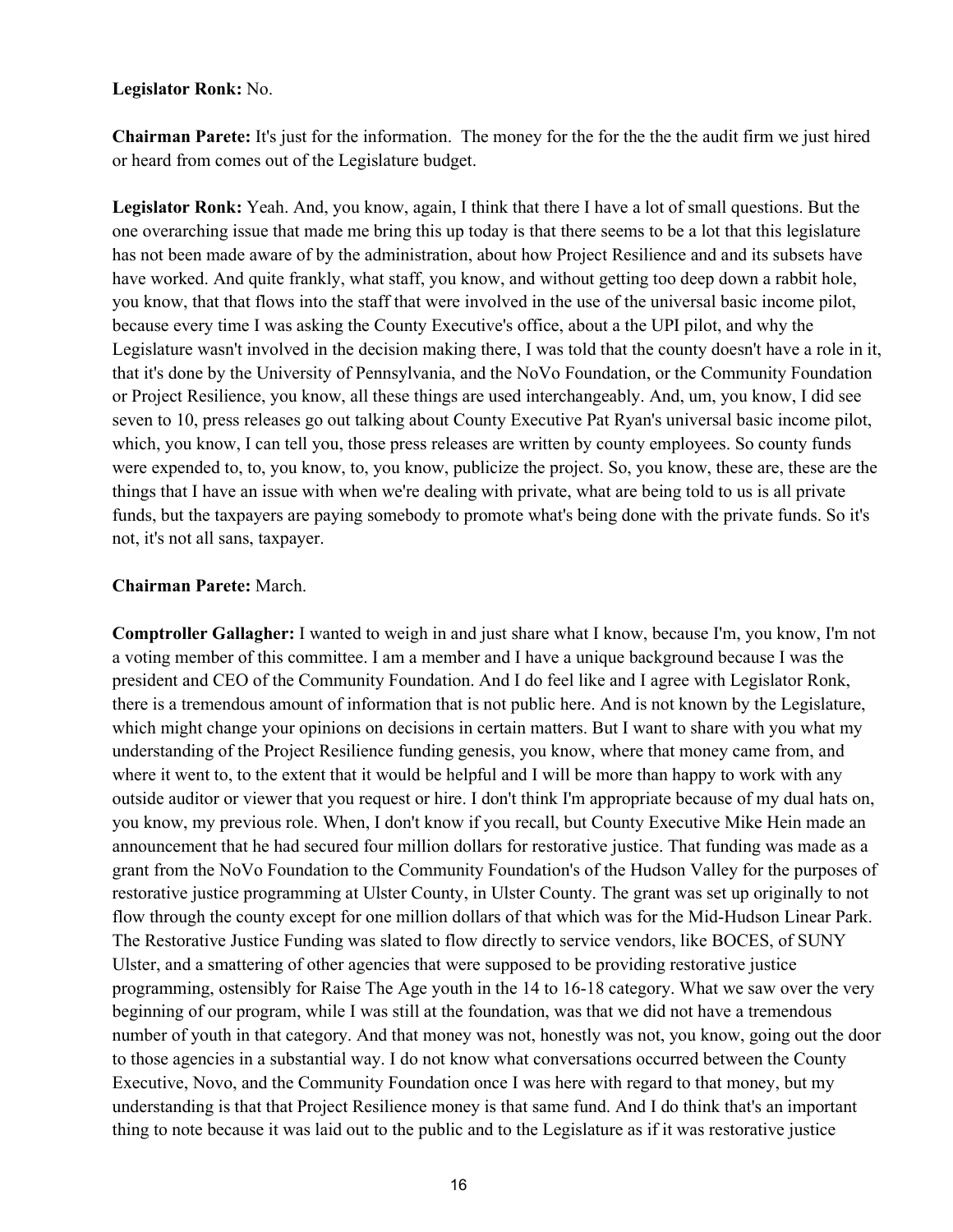**Legislator Ronk:** No.

**Chairman Parete:** It's just for the information. The money for the for the the the audit firm we just hired or heard from comes out of the Legislature budget.

**Legislator Ronk:** Yeah. And, you know, again, I think that there I have a lot of small questions. But the one overarching issue that made me bring this up today is that there seems to be a lot that this legislature has not been made aware of by the administration, about how Project Resilience and and its subsets have have worked. And quite frankly, what staff, you know, and without getting too deep down a rabbit hole, you know, that that flows into the staff that were involved in the use of the universal basic income pilot, because every time I was asking the County Executive's office, about a the UPI pilot, and why the Legislature wasn't involved in the decision making there, I was told that the county doesn't have a role in it, that it's done by the University of Pennsylvania, and the NoVo Foundation, or the Community Foundation or Project Resilience, you know, all these things are used interchangeably. And, um, you know, I did see seven to 10, press releases go out talking about County Executive Pat Ryan's universal basic income pilot, which, you know, I can tell you, those press releases are written by county employees. So county funds were expended to, to, you know, to, you know, publicize the project. So, you know, these are, these are the things that I have an issue with when we're dealing with private, what are being told to us is all private funds, but the taxpayers are paying somebody to promote what's being done with the private funds. So it's not, it's not all sans, taxpayer.

**Chairman Parete:** March.

**Comptroller Gallagher:** I wanted to weigh in and just share what I know, because I'm, you know, I'm not a voting member of this committee. I am a member and I have a unique background because I was the president and CEO of the Community Foundation. And I do feel like and I agree with Legislator Ronk, there is a tremendous amount of information that is not public here. And is not known by the Legislature, which might change your opinions on decisions in certain matters. But I want to share with you what my understanding of the Project Resilience funding genesis, you know, where that money came from, and where it went to, to the extent that it would be helpful and I will be more than happy to work with any outside auditor or viewer that you request or hire. I don't think I'm appropriate because of my dual hats on, you know, my previous role. When, I don't know if you recall, but County Executive Mike Hein made an announcement that he had secured four million dollars for restorative justice. That funding was made as a grant from the NoVo Foundation to the Community Foundation's of the Hudson Valley for the purposes of restorative justice programming at Ulster County, in Ulster County. The grant was set up originally to not flow through the county except for one million dollars of that which was for the Mid-Hudson Linear Park. The Restorative Justice Funding was slated to flow directly to service vendors, like BOCES, of SUNY Ulster, and a smattering of other agencies that were supposed to be providing restorative justice programming, ostensibly for Raise The Age youth in the 14 to 16-18 category. What we saw over the very beginning of our program, while I was still at the foundation, was that we did not have a tremendous number of youth in that category. And that money was not, honestly was not, you know, going out the door to those agencies in a substantial way. I do not know what conversations occurred between the County Executive, Novo, and the Community Foundation once I was here with regard to that money, but my understanding is that that Project Resilience money is that same fund. And I do think that's an important thing to note because it was laid out to the public and to the Legislature as if it was restorative justice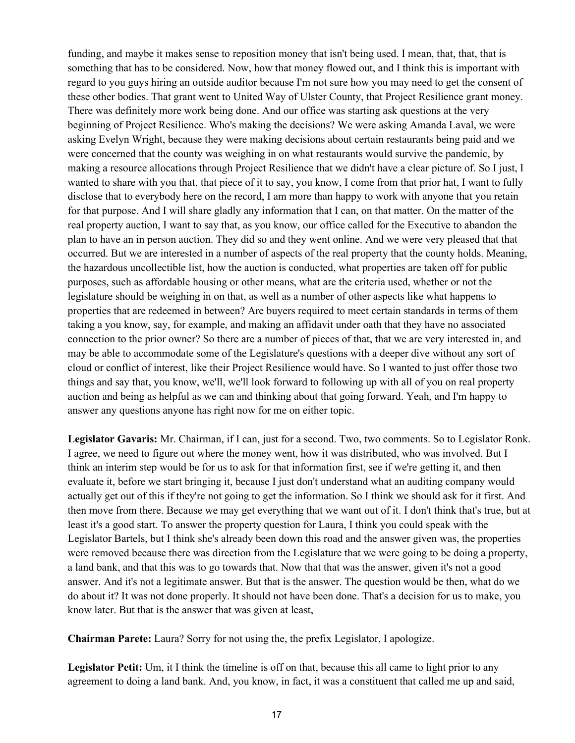funding, and maybe it makes sense to reposition money that isn't being used. I mean, that, that, that is something that has to be considered. Now, how that money flowed out, and I think this is important with regard to you guys hiring an outside auditor because I'm not sure how you may need to get the consent of these other bodies. That grant went to United Way of Ulster County, that Project Resilience grant money. There was definitely more work being done. And our office was starting ask questions at the very beginning of Project Resilience. Who's making the decisions? We were asking Amanda Laval, we were asking Evelyn Wright, because they were making decisions about certain restaurants being paid and we were concerned that the county was weighing in on what restaurants would survive the pandemic, by making a resource allocations through Project Resilience that we didn't have a clear picture of. So I just, I wanted to share with you that, that piece of it to say, you know, I come from that prior hat, I want to fully disclose that to everybody here on the record, I am more than happy to work with anyone that you retain for that purpose. And I will share gladly any information that I can, on that matter. On the matter of the real property auction, I want to say that, as you know, our office called for the Executive to abandon the plan to have an in person auction. They did so and they went online. And we were very pleased that that occurred. But we are interested in a number of aspects of the real property that the county holds. Meaning, the hazardous uncollectible list, how the auction is conducted, what properties are taken off for public purposes, such as affordable housing or other means, what are the criteria used, whether or not the legislature should be weighing in on that, as well as a number of other aspects like what happens to properties that are redeemed in between? Are buyers required to meet certain standards in terms of them taking a you know, say, for example, and making an affidavit under oath that they have no associated connection to the prior owner? So there are a number of pieces of that, that we are very interested in, and may be able to accommodate some of the Legislature's questions with a deeper dive without any sort of cloud or conflict of interest, like their Project Resilience would have. So I wanted to just offer those two things and say that, you know, we'll, we'll look forward to following up with all of you on real property auction and being as helpful as we can and thinking about that going forward. Yeah, and I'm happy to answer any questions anyone has right now for me on either topic.

**Legislator Gavaris:** Mr. Chairman, if I can, just for a second. Two, two comments. So to Legislator Ronk. I agree, we need to figure out where the money went, how it was distributed, who was involved. But I think an interim step would be for us to ask for that information first, see if we're getting it, and then evaluate it, before we start bringing it, because I just don't understand what an auditing company would actually get out of this if they're not going to get the information. So I think we should ask for it first. And then move from there. Because we may get everything that we want out of it. I don't think that's true, but at least it's a good start. To answer the property question for Laura, I think you could speak with the Legislator Bartels, but I think she's already been down this road and the answer given was, the properties were removed because there was direction from the Legislature that we were going to be doing a property, a land bank, and that this was to go towards that. Now that that was the answer, given it's not a good answer. And it's not a legitimate answer. But that is the answer. The question would be then, what do we do about it? It was not done properly. It should not have been done. That's a decision for us to make, you know later. But that is the answer that was given at least,

**Chairman Parete:** Laura? Sorry for not using the, the prefix Legislator, I apologize.

**Legislator Petit:** Um, it I think the timeline is off on that, because this all came to light prior to any agreement to doing a land bank. And, you know, in fact, it was a constituent that called me up and said,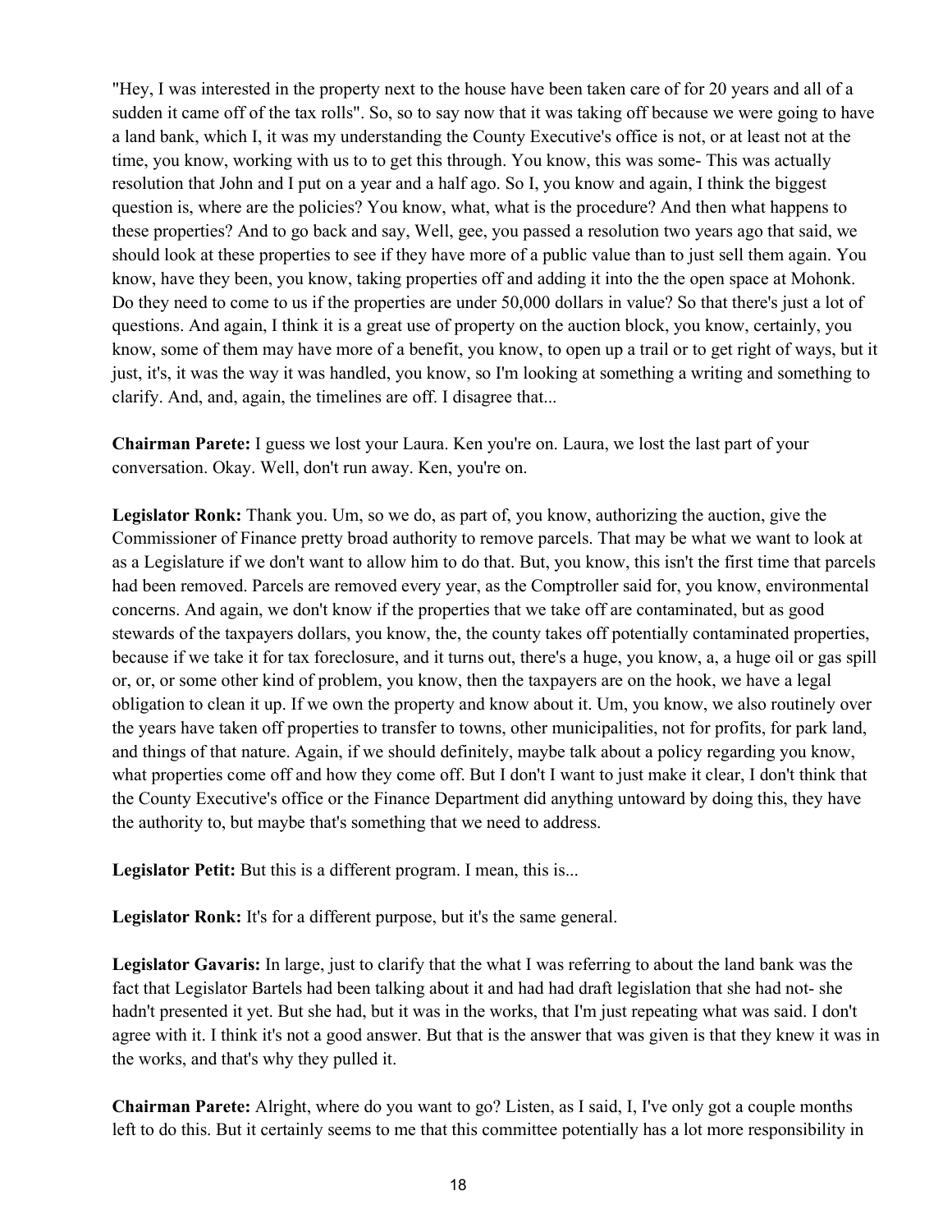"Hey, I was interested in the property next to the house have been taken care of for 20 years and all of a sudden it came off of the tax rolls". So, so to say now that it was taking off because we were going to have a land bank, which I, it was my understanding the County Executive's office is not, or at least not at the time, you know, working with us to to get this through. You know, this was some- This was actually resolution that John and I put on a year and a half ago. So I, you know and again, I think the biggest question is, where are the policies? You know, what, what is the procedure? And then what happens to these properties? And to go back and say, Well, gee, you passed a resolution two years ago that said, we should look at these properties to see if they have more of a public value than to just sell them again. You know, have they been, you know, taking properties off and adding it into the the open space at Mohonk. Do they need to come to us if the properties are under 50,000 dollars in value? So that there's just a lot of questions. And again, I think it is a great use of property on the auction block, you know, certainly, you know, some of them may have more of a benefit, you know, to open up a trail or to get right of ways, but it just, it's, it was the way it was handled, you know, so I'm looking at something a writing and something to clarify. And, and, again, the timelines are off. I disagree that...

**Chairman Parete:** I guess we lost your Laura. Ken you're on. Laura, we lost the last part of your conversation. Okay. Well, don't run away. Ken, you're on.

**Legislator Ronk:** Thank you. Um, so we do, as part of, you know, authorizing the auction, give the Commissioner of Finance pretty broad authority to remove parcels. That may be what we want to look at as a Legislature if we don't want to allow him to do that. But, you know, this isn't the first time that parcels had been removed. Parcels are removed every year, as the Comptroller said for, you know, environmental concerns. And again, we don't know if the properties that we take off are contaminated, but as good stewards of the taxpayers dollars, you know, the, the county takes off potentially contaminated properties, because if we take it for tax foreclosure, and it turns out, there's a huge, you know, a, a huge oil or gas spill or, or, or some other kind of problem, you know, then the taxpayers are on the hook, we have a legal obligation to clean it up. If we own the property and know about it. Um, you know, we also routinely over the years have taken off properties to transfer to towns, other municipalities, not for profits, for park land, and things of that nature. Again, if we should definitely, maybe talk about a policy regarding you know, what properties come off and how they come off. But I don't I want to just make it clear, I don't think that the County Executive's office or the Finance Department did anything untoward by doing this, they have the authority to, but maybe that's something that we need to address.

**Legislator Petit:** But this is a different program. I mean, this is...

**Legislator Ronk:** It's for a different purpose, but it's the same general.

**Legislator Gavaris:** In large, just to clarify that the what I was referring to about the land bank was the fact that Legislator Bartels had been talking about it and had had draft legislation that she had not- she hadn't presented it yet. But she had, but it was in the works, that I'm just repeating what was said. I don't agree with it. I think it's not a good answer. But that is the answer that was given is that they knew it was in the works, and that's why they pulled it.

**Chairman Parete:** Alright, where do you want to go? Listen, as I said, I, I've only got a couple months left to do this. But it certainly seems to me that this committee potentially has a lot more responsibility in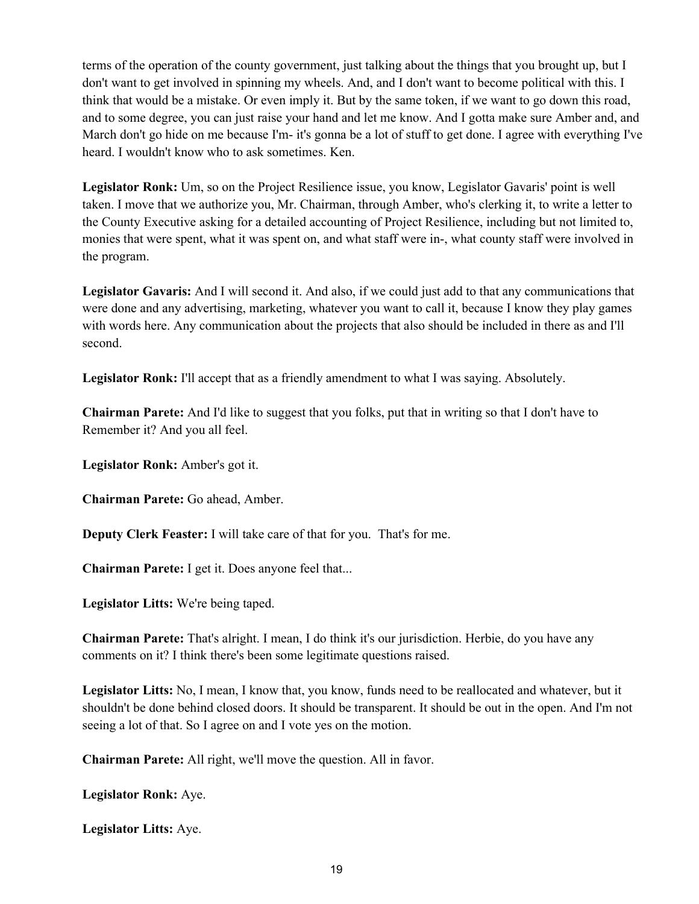terms of the operation of the county government, just talking about the things that you brought up, but I don't want to get involved in spinning my wheels. And, and I don't want to become political with this. I think that would be a mistake. Or even imply it. But by the same token, if we want to go down this road, and to some degree, you can just raise your hand and let me know. And I gotta make sure Amber and, and March don't go hide on me because I'm- it's gonna be a lot of stuff to get done. I agree with everything I've heard. I wouldn't know who to ask sometimes. Ken.

**Legislator Ronk:** Um, so on the Project Resilience issue, you know, Legislator Gavaris' point is well taken. I move that we authorize you, Mr. Chairman, through Amber, who's clerking it, to write a letter to the County Executive asking for a detailed accounting of Project Resilience, including but not limited to, monies that were spent, what it was spent on, and what staff were in-, what county staff were involved in the program.

**Legislator Gavaris:** And I will second it. And also, if we could just add to that any communications that were done and any advertising, marketing, whatever you want to call it, because I know they play games with words here. Any communication about the projects that also should be included in there as and I'll second.

**Legislator Ronk:** I'll accept that as a friendly amendment to what I was saying. Absolutely.

**Chairman Parete:** And I'd like to suggest that you folks, put that in writing so that I don't have to Remember it? And you all feel.

**Legislator Ronk:** Amber's got it.

**Chairman Parete:** Go ahead, Amber.

**Deputy Clerk Feaster:** I will take care of that for you. That's for me.

**Chairman Parete:** I get it. Does anyone feel that...

**Legislator Litts:** We're being taped.

**Chairman Parete:** That's alright. I mean, I do think it's our jurisdiction. Herbie, do you have any comments on it? I think there's been some legitimate questions raised.

**Legislator Litts:** No, I mean, I know that, you know, funds need to be reallocated and whatever, but it shouldn't be done behind closed doors. It should be transparent. It should be out in the open. And I'm not seeing a lot of that. So I agree on and I vote yes on the motion.

**Chairman Parete:** All right, we'll move the question. All in favor.

**Legislator Ronk:** Aye.

**Legislator Litts:** Aye.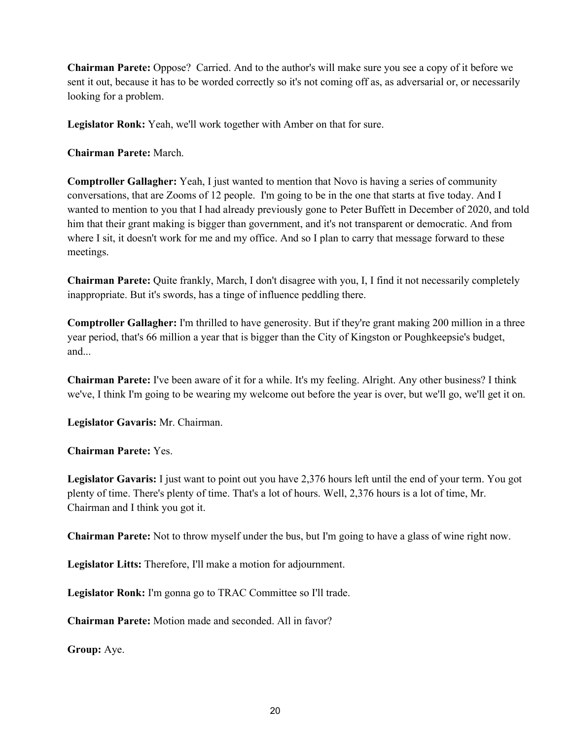**Chairman Parete:** Oppose? Carried. And to the author's will make sure you see a copy of it before we sent it out, because it has to be worded correctly so it's not coming off as, as adversarial or, or necessarily looking for a problem.

**Legislator Ronk:** Yeah, we'll work together with Amber on that for sure.

**Chairman Parete:** March.

**Comptroller Gallagher:** Yeah, I just wanted to mention that Novo is having a series of community conversations, that are Zooms of 12 people. I'm going to be in the one that starts at five today. And I wanted to mention to you that I had already previously gone to Peter Buffett in December of 2020, and told him that their grant making is bigger than government, and it's not transparent or democratic. And from where I sit, it doesn't work for me and my office. And so I plan to carry that message forward to these meetings.

**Chairman Parete:** Quite frankly, March, I don't disagree with you, I, I find it not necessarily completely inappropriate. But it's swords, has a tinge of influence peddling there.

**Comptroller Gallagher:** I'm thrilled to have generosity. But if they're grant making 200 million in a three year period, that's 66 million a year that is bigger than the City of Kingston or Poughkeepsie's budget, and...

**Chairman Parete:** I've been aware of it for a while. It's my feeling. Alright. Any other business? I think we've, I think I'm going to be wearing my welcome out before the year is over, but we'll go, we'll get it on.

**Legislator Gavaris:** Mr. Chairman.

**Chairman Parete:** Yes.

**Legislator Gavaris:** I just want to point out you have 2,376 hours left until the end of your term. You got plenty of time. There's plenty of time. That's a lot of hours. Well, 2,376 hours is a lot of time, Mr. Chairman and I think you got it.

**Chairman Parete:** Not to throw myself under the bus, but I'm going to have a glass of wine right now.

**Legislator Litts:** Therefore, I'll make a motion for adjournment.

**Legislator Ronk:** I'm gonna go to TRAC Committee so I'll trade.

**Chairman Parete:** Motion made and seconded. All in favor?

**Group:** Aye.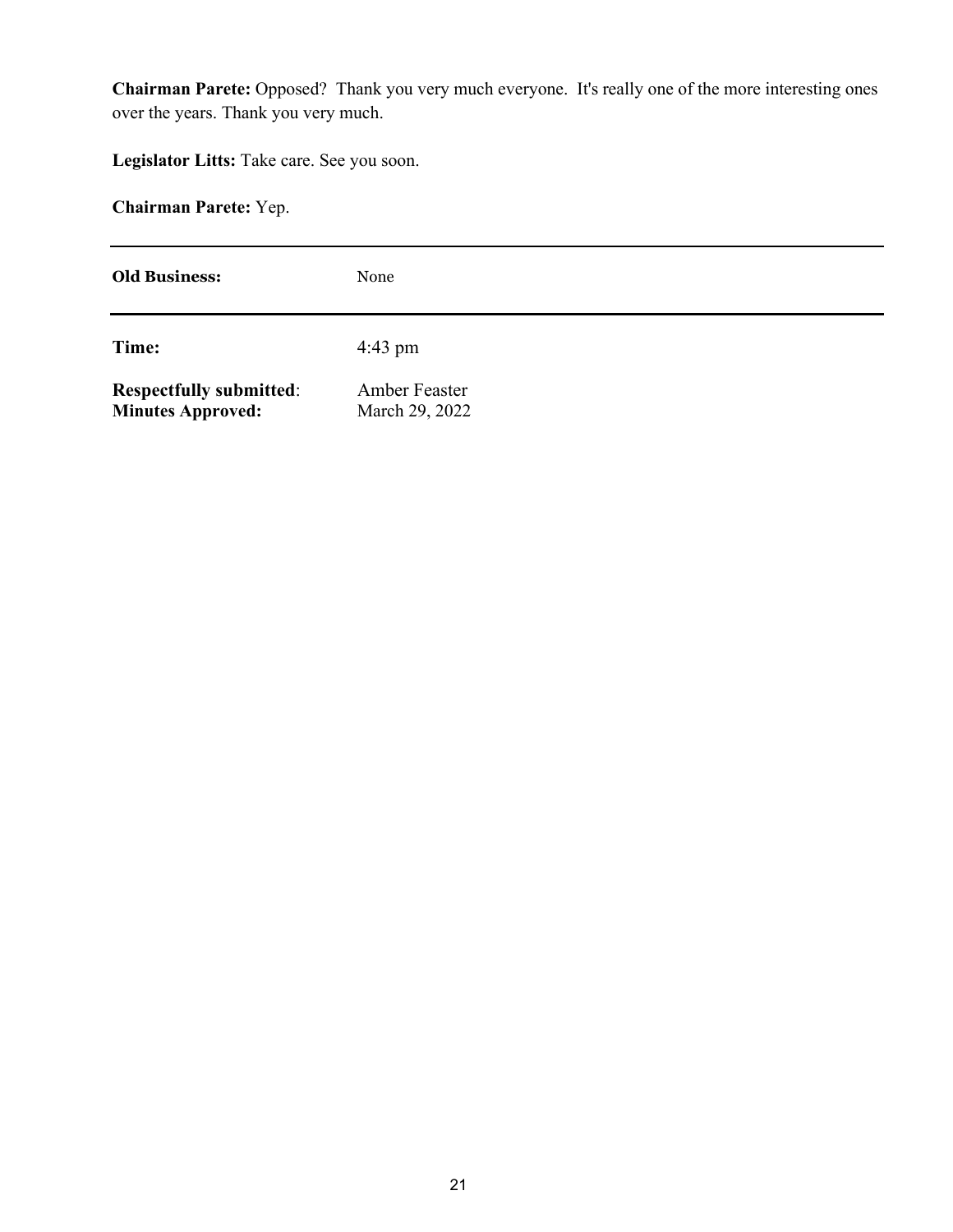**Chairman Parete:** Opposed? Thank you very much everyone. It's really one of the more interesting ones over the years. Thank you very much.

**Legislator Litts:** Take care. See you soon.

**Chairman Parete:** Yep.

---

| | |
|---|---|
| **Old Business:** | None |

---

| | |
|---|---|
| **Time:** | 4:43 pm |
| **Respectfully submitted**: | Amber Feaster |
| **Minutes Approved:** | March 29, 2022 |